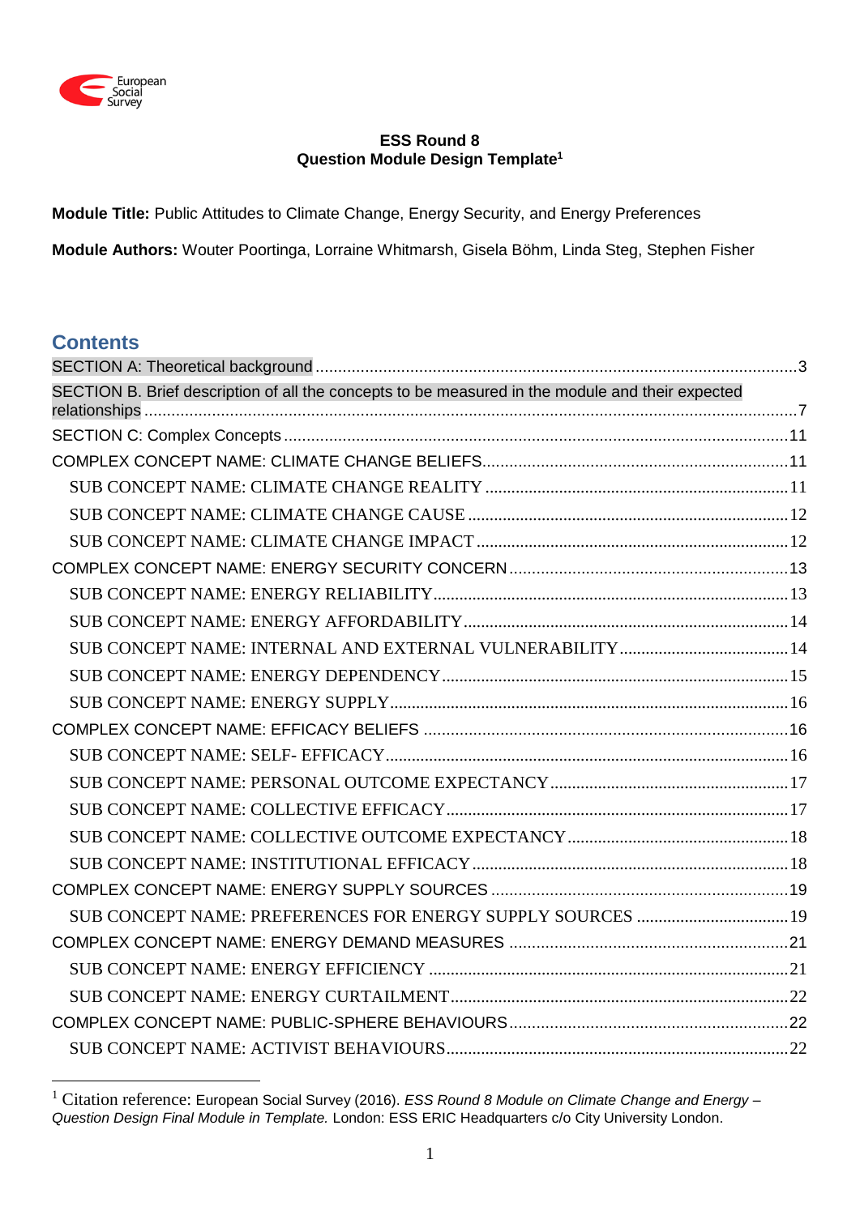**ESS Round 8**
**Question Module Design Template**[1]

**Module Title:** Public Attitudes to Climate Change, Energy Security, and Energy Preferences

**Module Authors:** Wouter Poortinga, Lorraine Whitmarsh, Gisela Böhm, Linda Steg, Stephen Fisher

## Contents

- SECTION A: Theoretical background ... 3
- SECTION B. Brief description of all the concepts to be measured in the module and their expected relationships ... 7
- SECTION C: Complex Concepts ... 11
- COMPLEX CONCEPT NAME: CLIMATE CHANGE BELIEFS ... 11
  - SUB CONCEPT NAME: CLIMATE CHANGE REALITY ... 11
  - SUB CONCEPT NAME: CLIMATE CHANGE CAUSE ... 12
  - SUB CONCEPT NAME: CLIMATE CHANGE IMPACT ... 12
- COMPLEX CONCEPT NAME: ENERGY SECURITY CONCERN ... 13
  - SUB CONCEPT NAME: ENERGY RELIABILITY ... 13
  - SUB CONCEPT NAME: ENERGY AFFORDABILITY ... 14
  - SUB CONCEPT NAME: INTERNAL AND EXTERNAL VULNERABILITY ... 14
  - SUB CONCEPT NAME: ENERGY DEPENDENCY ... 15
  - SUB CONCEPT NAME: ENERGY SUPPLY ... 16
- COMPLEX CONCEPT NAME: EFFICACY BELIEFS ... 16
  - SUB CONCEPT NAME: SELF- EFFICACY ... 16
  - SUB CONCEPT NAME: PERSONAL OUTCOME EXPECTANCY ... 17
  - SUB CONCEPT NAME: COLLECTIVE EFFICACY ... 17
  - SUB CONCEPT NAME: COLLECTIVE OUTCOME EXPECTANCY ... 18
  - SUB CONCEPT NAME: INSTITUTIONAL EFFICACY ... 18
- COMPLEX CONCEPT NAME: ENERGY SUPPLY SOURCES ... 19
  - SUB CONCEPT NAME: PREFERENCES FOR ENERGY SUPPLY SOURCES ... 19
- COMPLEX CONCEPT NAME: ENERGY DEMAND MEASURES ... 21
  - SUB CONCEPT NAME: ENERGY EFFICIENCY ... 21
  - SUB CONCEPT NAME: ENERGY CURTAILMENT ... 22
- COMPLEX CONCEPT NAME: PUBLIC-SPHERE BEHAVIOURS ... 22
  - SUB CONCEPT NAME: ACTIVIST BEHAVIOURS ... 22

---

[1] Citation reference: European Social Survey (2016). *ESS Round 8 Module on Climate Change and Energy – Question Design Final Module in Template.* London: ESS ERIC Headquarters c/o City University London.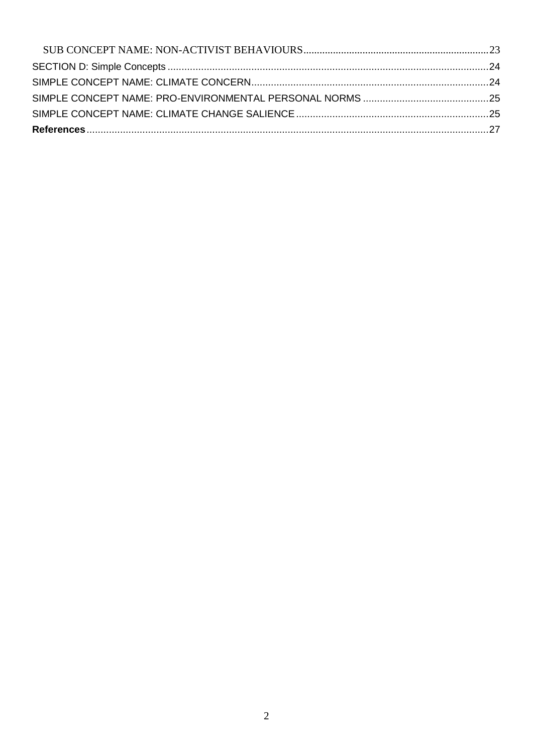SUB CONCEPT NAME: NON-ACTIVIST BEHAVIOURS ....................................................................23

SECTION D: Simple Concepts ....................................................................................................................24

SIMPLE CONCEPT NAME: CLIMATE CONCERN ......................................................................................24

SIMPLE CONCEPT NAME: PRO-ENVIRONMENTAL PERSONAL NORMS .............................................25

SIMPLE CONCEPT NAME: CLIMATE CHANGE SALIENCE .....................................................................25

**References** ...............................................................................................................................................27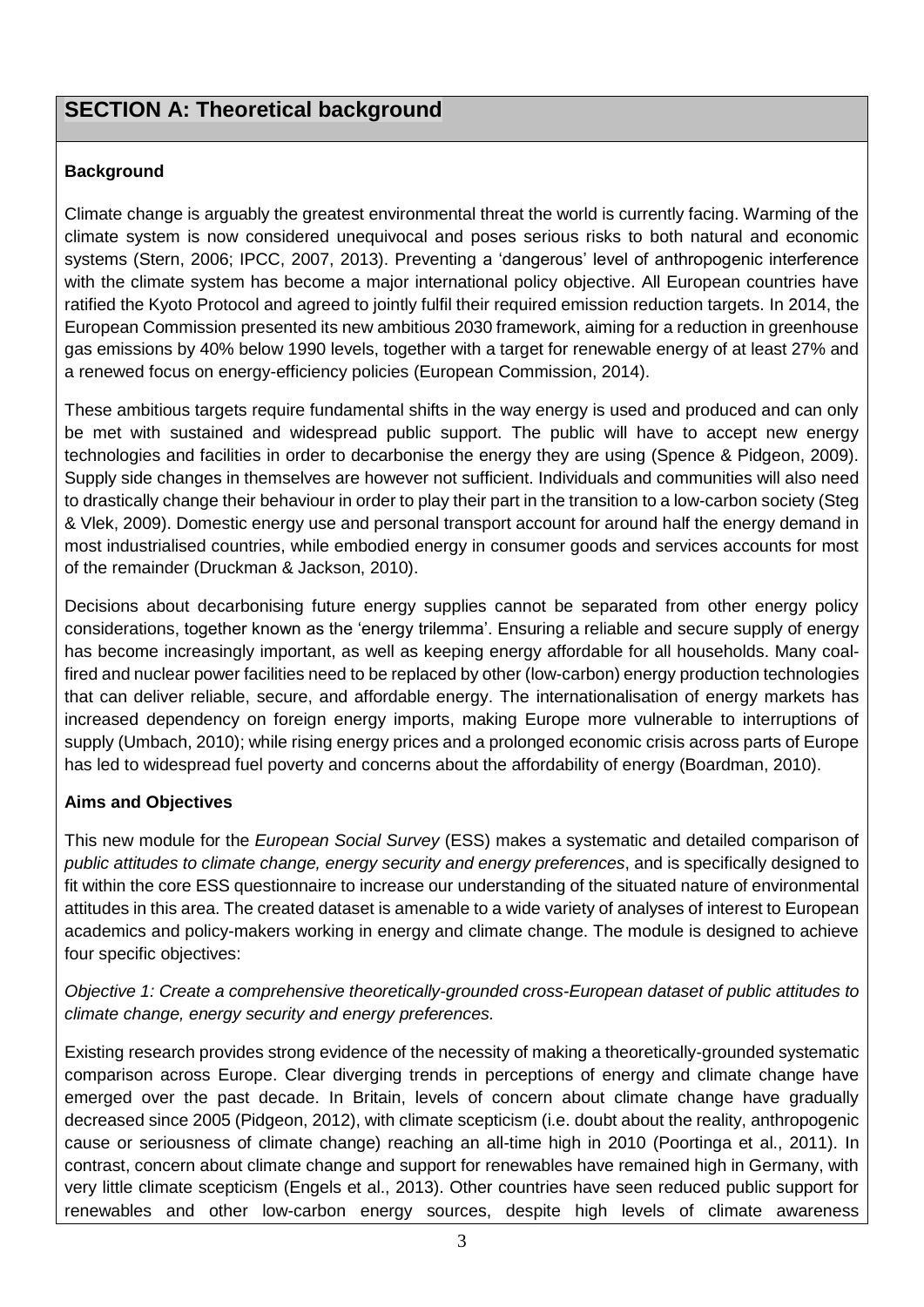# SECTION A: Theoretical background

**Background**

Climate change is arguably the greatest environmental threat the world is currently facing. Warming of the climate system is now considered unequivocal and poses serious risks to both natural and economic systems (Stern, 2006; IPCC, 2007, 2013). Preventing a 'dangerous' level of anthropogenic interference with the climate system has become a major international policy objective. All European countries have ratified the Kyoto Protocol and agreed to jointly fulfil their required emission reduction targets. In 2014, the European Commission presented its new ambitious 2030 framework, aiming for a reduction in greenhouse gas emissions by 40% below 1990 levels, together with a target for renewable energy of at least 27% and a renewed focus on energy-efficiency policies (European Commission, 2014).

These ambitious targets require fundamental shifts in the way energy is used and produced and can only be met with sustained and widespread public support. The public will have to accept new energy technologies and facilities in order to decarbonise the energy they are using (Spence & Pidgeon, 2009). Supply side changes in themselves are however not sufficient. Individuals and communities will also need to drastically change their behaviour in order to play their part in the transition to a low-carbon society (Steg & Vlek, 2009). Domestic energy use and personal transport account for around half the energy demand in most industrialised countries, while embodied energy in consumer goods and services accounts for most of the remainder (Druckman & Jackson, 2010).

Decisions about decarbonising future energy supplies cannot be separated from other energy policy considerations, together known as the 'energy trilemma'. Ensuring a reliable and secure supply of energy has become increasingly important, as well as keeping energy affordable for all households. Many coal-fired and nuclear power facilities need to be replaced by other (low-carbon) energy production technologies that can deliver reliable, secure, and affordable energy. The internationalisation of energy markets has increased dependency on foreign energy imports, making Europe more vulnerable to interruptions of supply (Umbach, 2010); while rising energy prices and a prolonged economic crisis across parts of Europe has led to widespread fuel poverty and concerns about the affordability of energy (Boardman, 2010).

**Aims and Objectives**

This new module for the *European Social Survey* (ESS) makes a systematic and detailed comparison of *public attitudes to climate change, energy security and energy preferences*, and is specifically designed to fit within the core ESS questionnaire to increase our understanding of the situated nature of environmental attitudes in this area. The created dataset is amenable to a wide variety of analyses of interest to European academics and policy-makers working in energy and climate change. The module is designed to achieve four specific objectives:

*Objective 1: Create a comprehensive theoretically-grounded cross-European dataset of public attitudes to climate change, energy security and energy preferences.*

Existing research provides strong evidence of the necessity of making a theoretically-grounded systematic comparison across Europe. Clear diverging trends in perceptions of energy and climate change have emerged over the past decade. In Britain, levels of concern about climate change have gradually decreased since 2005 (Pidgeon, 2012), with climate scepticism (i.e. doubt about the reality, anthropogenic cause or seriousness of climate change) reaching an all-time high in 2010 (Poortinga et al., 2011). In contrast, concern about climate change and support for renewables have remained high in Germany, with very little climate scepticism (Engels et al., 2013). Other countries have seen reduced public support for renewables and other low-carbon energy sources, despite high levels of climate awareness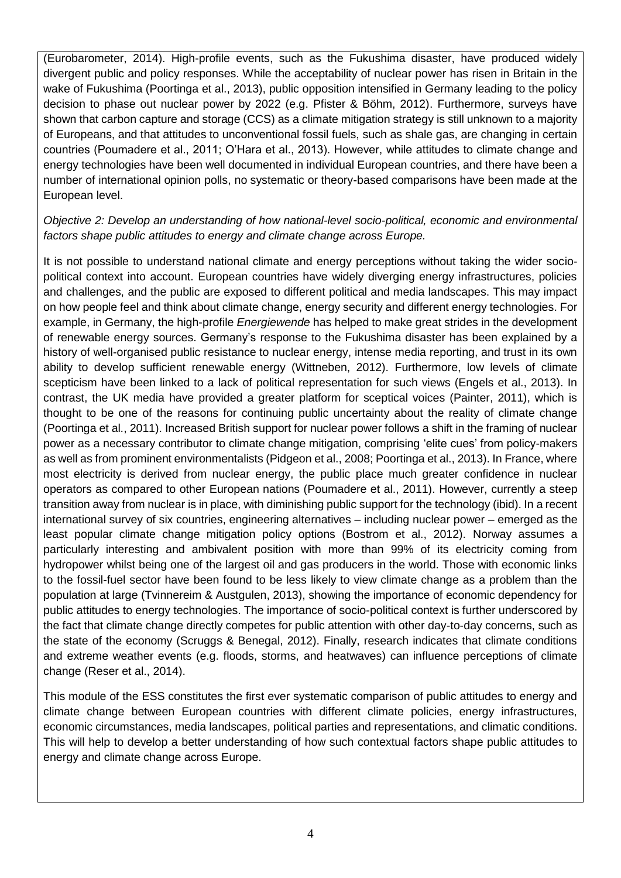(Eurobarometer, 2014). High-profile events, such as the Fukushima disaster, have produced widely divergent public and policy responses. While the acceptability of nuclear power has risen in Britain in the wake of Fukushima (Poortinga et al., 2013), public opposition intensified in Germany leading to the policy decision to phase out nuclear power by 2022 (e.g. Pfister & Böhm, 2012). Furthermore, surveys have shown that carbon capture and storage (CCS) as a climate mitigation strategy is still unknown to a majority of Europeans, and that attitudes to unconventional fossil fuels, such as shale gas, are changing in certain countries (Poumadere et al., 2011; O'Hara et al., 2013). However, while attitudes to climate change and energy technologies have been well documented in individual European countries, and there have been a number of international opinion polls, no systematic or theory-based comparisons have been made at the European level.

*Objective 2: Develop an understanding of how national-level socio-political, economic and environmental factors shape public attitudes to energy and climate change across Europe.*

It is not possible to understand national climate and energy perceptions without taking the wider socio-political context into account. European countries have widely diverging energy infrastructures, policies and challenges, and the public are exposed to different political and media landscapes. This may impact on how people feel and think about climate change, energy security and different energy technologies. For example, in Germany, the high-profile *Energiewende* has helped to make great strides in the development of renewable energy sources. Germany's response to the Fukushima disaster has been explained by a history of well-organised public resistance to nuclear energy, intense media reporting, and trust in its own ability to develop sufficient renewable energy (Wittneben, 2012). Furthermore, low levels of climate scepticism have been linked to a lack of political representation for such views (Engels et al., 2013). In contrast, the UK media have provided a greater platform for sceptical voices (Painter, 2011), which is thought to be one of the reasons for continuing public uncertainty about the reality of climate change (Poortinga et al., 2011). Increased British support for nuclear power follows a shift in the framing of nuclear power as a necessary contributor to climate change mitigation, comprising 'elite cues' from policy-makers as well as from prominent environmentalists (Pidgeon et al., 2008; Poortinga et al., 2013). In France, where most electricity is derived from nuclear energy, the public place much greater confidence in nuclear operators as compared to other European nations (Poumadere et al., 2011). However, currently a steep transition away from nuclear is in place, with diminishing public support for the technology (ibid). In a recent international survey of six countries, engineering alternatives – including nuclear power – emerged as the least popular climate change mitigation policy options (Bostrom et al., 2012). Norway assumes a particularly interesting and ambivalent position with more than 99% of its electricity coming from hydropower whilst being one of the largest oil and gas producers in the world. Those with economic links to the fossil-fuel sector have been found to be less likely to view climate change as a problem than the population at large (Tvinnereim & Austgulen, 2013), showing the importance of economic dependency for public attitudes to energy technologies. The importance of socio-political context is further underscored by the fact that climate change directly competes for public attention with other day-to-day concerns, such as the state of the economy (Scruggs & Benegal, 2012). Finally, research indicates that climate conditions and extreme weather events (e.g. floods, storms, and heatwaves) can influence perceptions of climate change (Reser et al., 2014).

This module of the ESS constitutes the first ever systematic comparison of public attitudes to energy and climate change between European countries with different climate policies, energy infrastructures, economic circumstances, media landscapes, political parties and representations, and climatic conditions. This will help to develop a better understanding of how such contextual factors shape public attitudes to energy and climate change across Europe.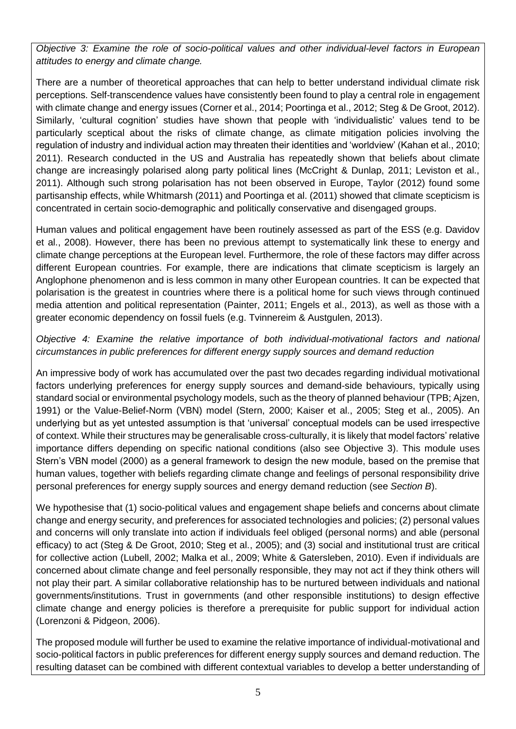*Objective 3: Examine the role of socio-political values and other individual-level factors in European attitudes to energy and climate change.*

There are a number of theoretical approaches that can help to better understand individual climate risk perceptions. Self-transcendence values have consistently been found to play a central role in engagement with climate change and energy issues (Corner et al., 2014; Poortinga et al., 2012; Steg & De Groot, 2012). Similarly, 'cultural cognition' studies have shown that people with 'individualistic' values tend to be particularly sceptical about the risks of climate change, as climate mitigation policies involving the regulation of industry and individual action may threaten their identities and 'worldview' (Kahan et al., 2010; 2011). Research conducted in the US and Australia has repeatedly shown that beliefs about climate change are increasingly polarised along party political lines (McCright & Dunlap, 2011; Leviston et al., 2011). Although such strong polarisation has not been observed in Europe, Taylor (2012) found some partisanship effects, while Whitmarsh (2011) and Poortinga et al. (2011) showed that climate scepticism is concentrated in certain socio-demographic and politically conservative and disengaged groups.

Human values and political engagement have been routinely assessed as part of the ESS (e.g. Davidov et al., 2008). However, there has been no previous attempt to systematically link these to energy and climate change perceptions at the European level. Furthermore, the role of these factors may differ across different European countries. For example, there are indications that climate scepticism is largely an Anglophone phenomenon and is less common in many other European countries. It can be expected that polarisation is the greatest in countries where there is a political home for such views through continued media attention and political representation (Painter, 2011; Engels et al., 2013), as well as those with a greater economic dependency on fossil fuels (e.g. Tvinnereim & Austgulen, 2013).

*Objective 4: Examine the relative importance of both individual-motivational factors and national circumstances in public preferences for different energy supply sources and demand reduction*

An impressive body of work has accumulated over the past two decades regarding individual motivational factors underlying preferences for energy supply sources and demand-side behaviours, typically using standard social or environmental psychology models, such as the theory of planned behaviour (TPB; Ajzen, 1991) or the Value-Belief-Norm (VBN) model (Stern, 2000; Kaiser et al., 2005; Steg et al., 2005). An underlying but as yet untested assumption is that 'universal' conceptual models can be used irrespective of context. While their structures may be generalisable cross-culturally, it is likely that model factors' relative importance differs depending on specific national conditions (also see Objective 3). This module uses Stern's VBN model (2000) as a general framework to design the new module, based on the premise that human values, together with beliefs regarding climate change and feelings of personal responsibility drive personal preferences for energy supply sources and energy demand reduction (see *Section B*).

We hypothesise that (1) socio-political values and engagement shape beliefs and concerns about climate change and energy security, and preferences for associated technologies and policies; (2) personal values and concerns will only translate into action if individuals feel obliged (personal norms) and able (personal efficacy) to act (Steg & De Groot, 2010; Steg et al., 2005); and (3) social and institutional trust are critical for collective action (Lubell, 2002; Malka et al., 2009; White & Gatersleben, 2010). Even if individuals are concerned about climate change and feel personally responsible, they may not act if they think others will not play their part. A similar collaborative relationship has to be nurtured between individuals and national governments/institutions. Trust in governments (and other responsible institutions) to design effective climate change and energy policies is therefore a prerequisite for public support for individual action (Lorenzoni & Pidgeon, 2006).

The proposed module will further be used to examine the relative importance of individual-motivational and socio-political factors in public preferences for different energy supply sources and demand reduction. The resulting dataset can be combined with different contextual variables to develop a better understanding of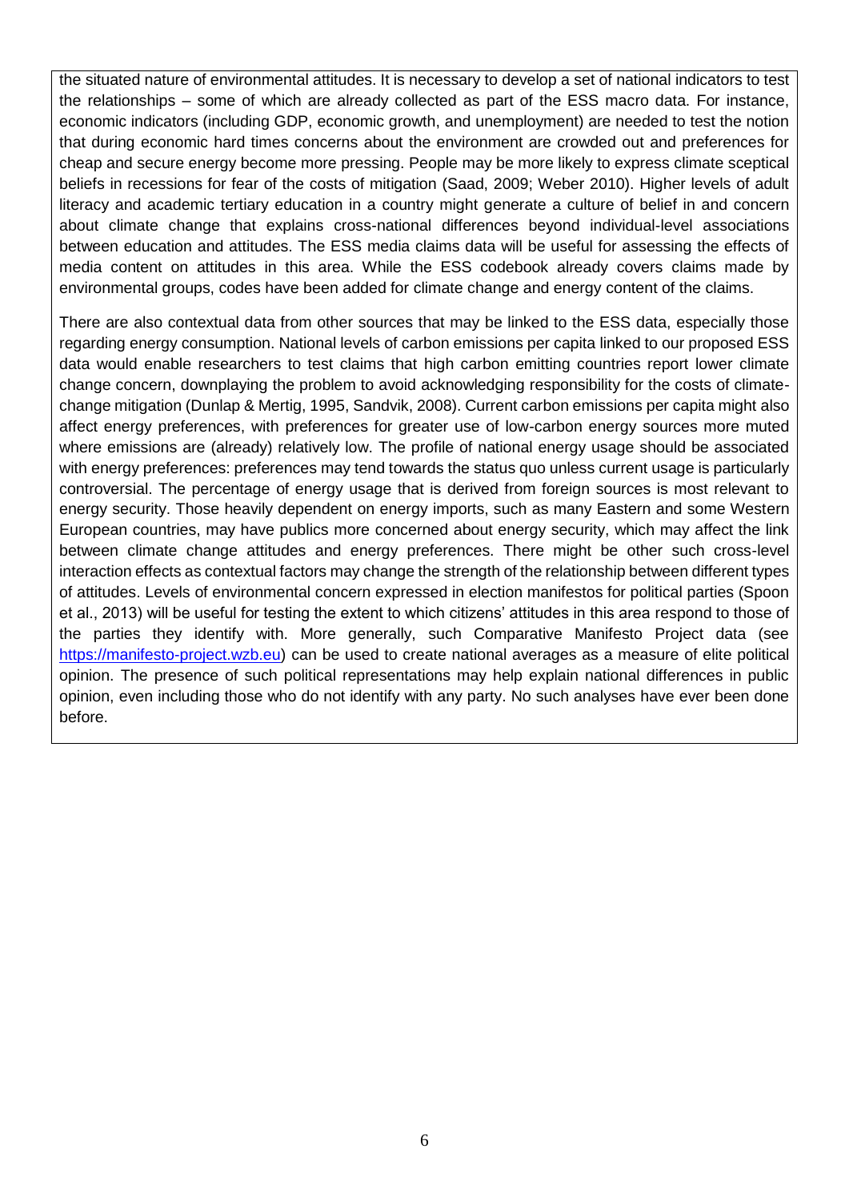the situated nature of environmental attitudes. It is necessary to develop a set of national indicators to test the relationships – some of which are already collected as part of the ESS macro data. For instance, economic indicators (including GDP, economic growth, and unemployment) are needed to test the notion that during economic hard times concerns about the environment are crowded out and preferences for cheap and secure energy become more pressing. People may be more likely to express climate sceptical beliefs in recessions for fear of the costs of mitigation (Saad, 2009; Weber 2010). Higher levels of adult literacy and academic tertiary education in a country might generate a culture of belief in and concern about climate change that explains cross-national differences beyond individual-level associations between education and attitudes. The ESS media claims data will be useful for assessing the effects of media content on attitudes in this area. While the ESS codebook already covers claims made by environmental groups, codes have been added for climate change and energy content of the claims.

There are also contextual data from other sources that may be linked to the ESS data, especially those regarding energy consumption. National levels of carbon emissions per capita linked to our proposed ESS data would enable researchers to test claims that high carbon emitting countries report lower climate change concern, downplaying the problem to avoid acknowledging responsibility for the costs of climate-change mitigation (Dunlap & Mertig, 1995, Sandvik, 2008). Current carbon emissions per capita might also affect energy preferences, with preferences for greater use of low-carbon energy sources more muted where emissions are (already) relatively low. The profile of national energy usage should be associated with energy preferences: preferences may tend towards the status quo unless current usage is particularly controversial. The percentage of energy usage that is derived from foreign sources is most relevant to energy security. Those heavily dependent on energy imports, such as many Eastern and some Western European countries, may have publics more concerned about energy security, which may affect the link between climate change attitudes and energy preferences. There might be other such cross-level interaction effects as contextual factors may change the strength of the relationship between different types of attitudes. Levels of environmental concern expressed in election manifestos for political parties (Spoon et al., 2013) will be useful for testing the extent to which citizens' attitudes in this area respond to those of the parties they identify with. More generally, such Comparative Manifesto Project data (see https://manifesto-project.wzb.eu) can be used to create national averages as a measure of elite political opinion. The presence of such political representations may help explain national differences in public opinion, even including those who do not identify with any party. No such analyses have ever been done before.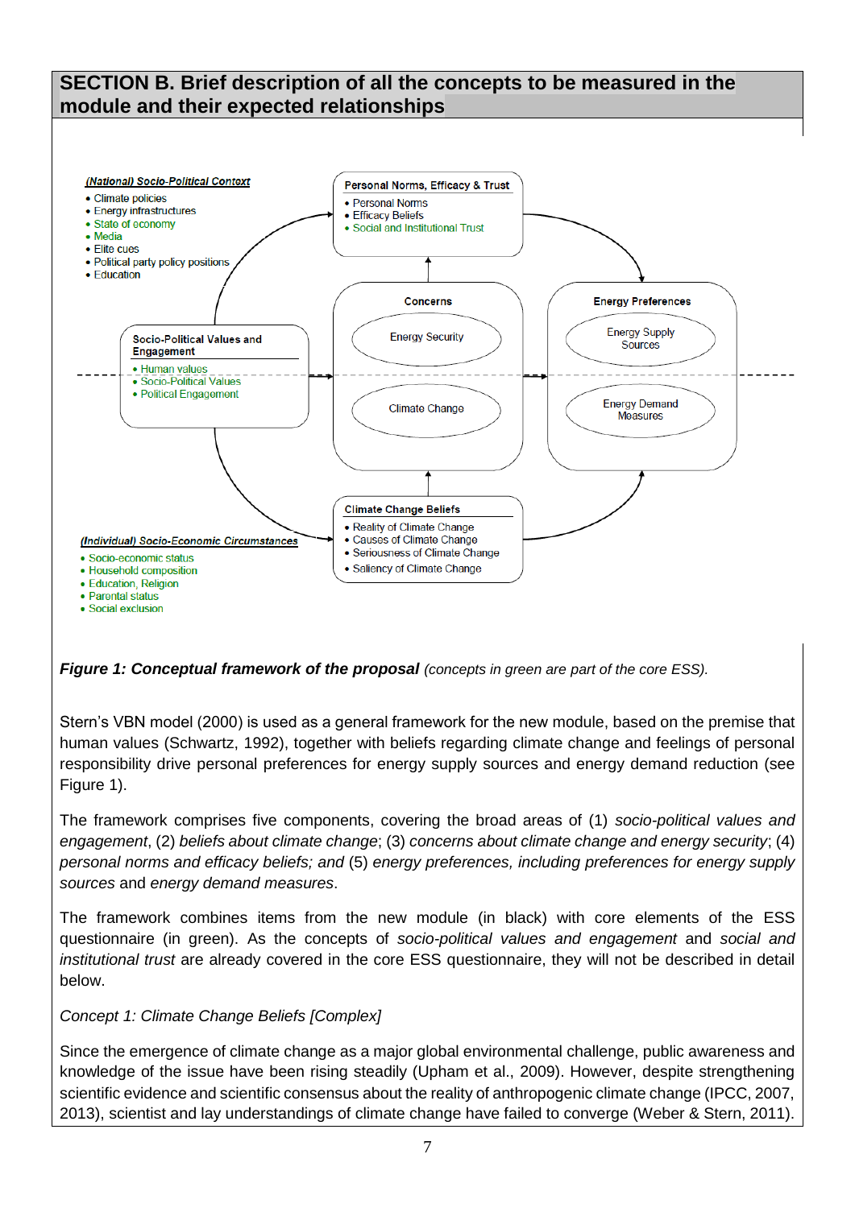## SECTION B. Brief description of all the concepts to be measured in the module and their expected relationships

***(National) Socio-Political Context***
- Climate policies
- Energy infrastructures
- State of economy
- Media
- Elite cues
- Political party policy positions
- Education

**Personal Norms, Efficacy & Trust**
- Personal Norms
- Efficacy Beliefs
- Social and Institutional Trust

**Socio-Political Values and Engagement**
- Human values
- Socio-Political Values
- Political Engagement

**Concerns**
- Energy Security
- Climate Change

**Energy Preferences**
- Energy Supply Sources
- Energy Demand Measures

**Climate Change Beliefs**
- Reality of Climate Change
- Causes of Climate Change
- Seriousness of Climate Change
- Saliency of Climate Change

***(Individual) Socio-Economic Circumstances***
- Socio-economic status
- Household composition
- Education, Religion
- Parental status
- Social exclusion

***Figure 1: Conceptual framework of the proposal*** *(concepts in green are part of the core ESS).*

Stern's VBN model (2000) is used as a general framework for the new module, based on the premise that human values (Schwartz, 1992), together with beliefs regarding climate change and feelings of personal responsibility drive personal preferences for energy supply sources and energy demand reduction (see Figure 1).

The framework comprises five components, covering the broad areas of (1) *socio-political values and engagement*, (2) *beliefs about climate change*; (3) *concerns about climate change and energy security*; (4) *personal norms and efficacy beliefs; and* (5) *energy preferences, including preferences for energy supply sources* and *energy demand measures*.

The framework combines items from the new module (in black) with core elements of the ESS questionnaire (in green). As the concepts of *socio-political values and engagement* and *social and institutional trust* are already covered in the core ESS questionnaire, they will not be described in detail below.

*Concept 1: Climate Change Beliefs [Complex]*

Since the emergence of climate change as a major global environmental challenge, public awareness and knowledge of the issue have been rising steadily (Upham et al., 2009). However, despite strengthening scientific evidence and scientific consensus about the reality of anthropogenic climate change (IPCC, 2007, 2013), scientist and lay understandings of climate change have failed to converge (Weber & Stern, 2011).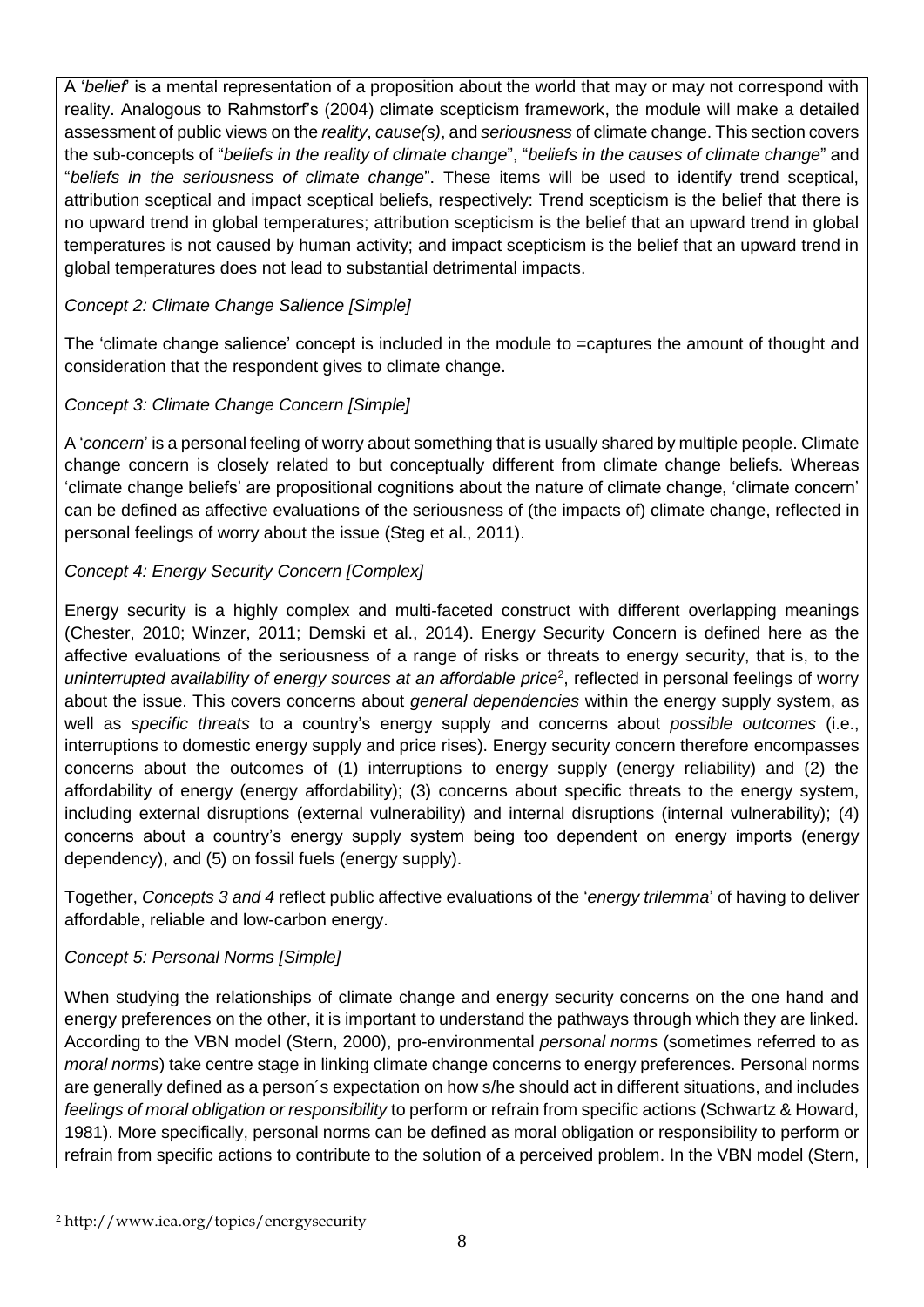A '*belief*' is a mental representation of a proposition about the world that may or may not correspond with reality. Analogous to Rahmstorf's (2004) climate scepticism framework, the module will make a detailed assessment of public views on the *reality*, *cause(s)*, and *seriousness* of climate change. This section covers the sub-concepts of "*beliefs in the reality of climate change*", "*beliefs in the causes of climate change*" and "*beliefs in the seriousness of climate change*". These items will be used to identify trend sceptical, attribution sceptical and impact sceptical beliefs, respectively: Trend scepticism is the belief that there is no upward trend in global temperatures; attribution scepticism is the belief that an upward trend in global temperatures is not caused by human activity; and impact scepticism is the belief that an upward trend in global temperatures does not lead to substantial detrimental impacts.

*Concept 2: Climate Change Salience [Simple]*

The 'climate change salience' concept is included in the module to =captures the amount of thought and consideration that the respondent gives to climate change.

*Concept 3: Climate Change Concern [Simple]*

A '*concern*' is a personal feeling of worry about something that is usually shared by multiple people. Climate change concern is closely related to but conceptually different from climate change beliefs. Whereas 'climate change beliefs' are propositional cognitions about the nature of climate change, 'climate concern' can be defined as affective evaluations of the seriousness of (the impacts of) climate change, reflected in personal feelings of worry about the issue (Steg et al., 2011).

*Concept 4: Energy Security Concern [Complex]*

Energy security is a highly complex and multi-faceted construct with different overlapping meanings (Chester, 2010; Winzer, 2011; Demski et al., 2014). Energy Security Concern is defined here as the affective evaluations of the seriousness of a range of risks or threats to energy security, that is, to the *uninterrupted availability of energy sources at an affordable price*[2], reflected in personal feelings of worry about the issue. This covers concerns about *general dependencies* within the energy supply system, as well as *specific threats* to a country's energy supply and concerns about *possible outcomes* (i.e., interruptions to domestic energy supply and price rises). Energy security concern therefore encompasses concerns about the outcomes of (1) interruptions to energy supply (energy reliability) and (2) the affordability of energy (energy affordability); (3) concerns about specific threats to the energy system, including external disruptions (external vulnerability) and internal disruptions (internal vulnerability); (4) concerns about a country's energy supply system being too dependent on energy imports (energy dependency), and (5) on fossil fuels (energy supply).

Together, *Concepts 3 and 4* reflect public affective evaluations of the '*energy trilemma*' of having to deliver affordable, reliable and low-carbon energy.

*Concept 5: Personal Norms [Simple]*

When studying the relationships of climate change and energy security concerns on the one hand and energy preferences on the other, it is important to understand the pathways through which they are linked. According to the VBN model (Stern, 2000), pro-environmental *personal norms* (sometimes referred to as *moral norms*) take centre stage in linking climate change concerns to energy preferences. Personal norms are generally defined as a person´s expectation on how s/he should act in different situations, and includes *feelings of moral obligation or responsibility* to perform or refrain from specific actions (Schwartz & Howard, 1981). More specifically, personal norms can be defined as moral obligation or responsibility to perform or refrain from specific actions to contribute to the solution of a perceived problem. In the VBN model (Stern,

[2] http://www.iea.org/topics/energysecurity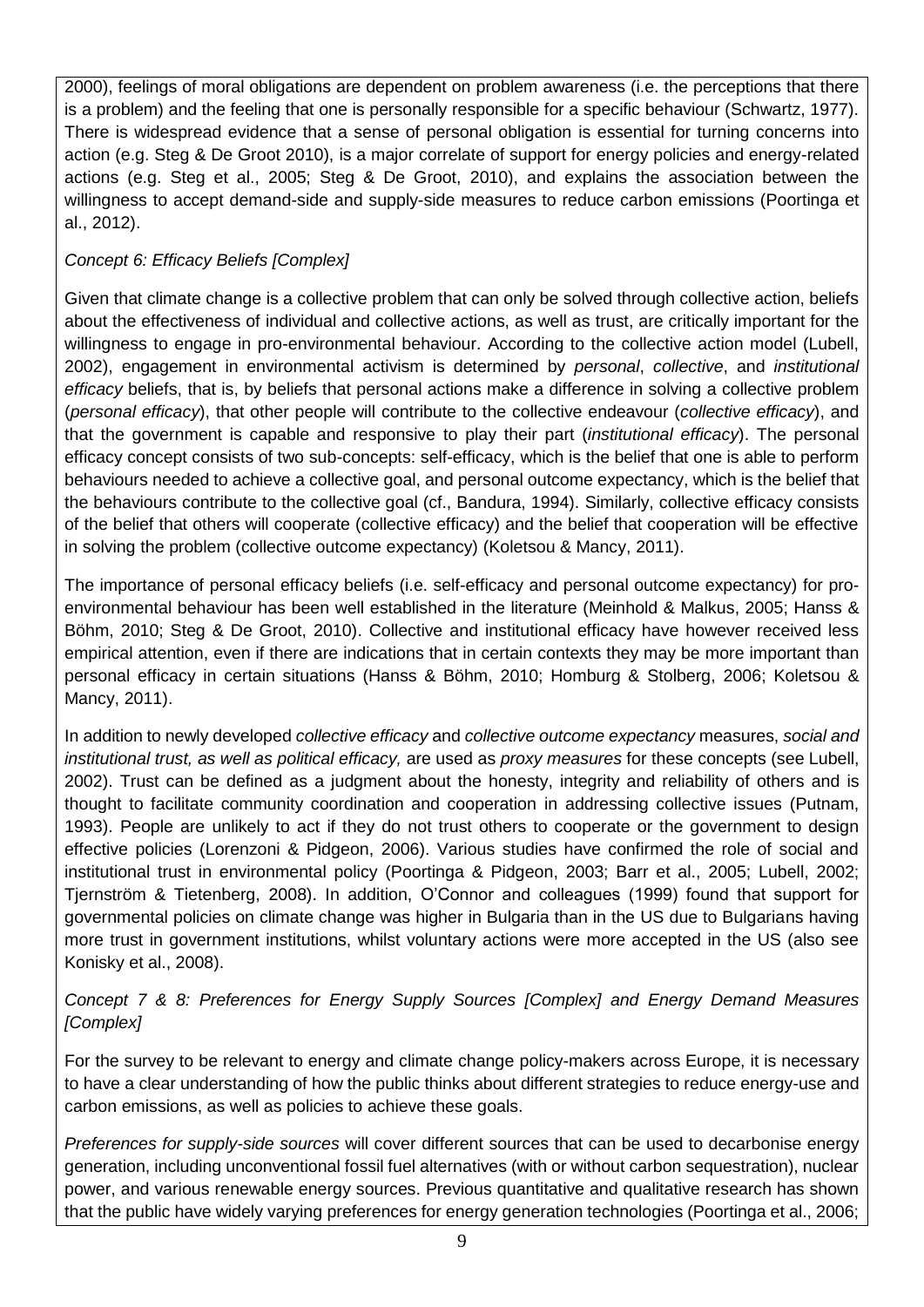2000), feelings of moral obligations are dependent on problem awareness (i.e. the perceptions that there is a problem) and the feeling that one is personally responsible for a specific behaviour (Schwartz, 1977). There is widespread evidence that a sense of personal obligation is essential for turning concerns into action (e.g. Steg & De Groot 2010), is a major correlate of support for energy policies and energy-related actions (e.g. Steg et al., 2005; Steg & De Groot, 2010), and explains the association between the willingness to accept demand-side and supply-side measures to reduce carbon emissions (Poortinga et al., 2012).

*Concept 6: Efficacy Beliefs [Complex]*

Given that climate change is a collective problem that can only be solved through collective action, beliefs about the effectiveness of individual and collective actions, as well as trust, are critically important for the willingness to engage in pro-environmental behaviour. According to the collective action model (Lubell, 2002), engagement in environmental activism is determined by *personal*, *collective*, and *institutional efficacy* beliefs, that is, by beliefs that personal actions make a difference in solving a collective problem (*personal efficacy*), that other people will contribute to the collective endeavour (*collective efficacy*), and that the government is capable and responsive to play their part (*institutional efficacy*). The personal efficacy concept consists of two sub-concepts: self-efficacy, which is the belief that one is able to perform behaviours needed to achieve a collective goal, and personal outcome expectancy, which is the belief that the behaviours contribute to the collective goal (cf., Bandura, 1994). Similarly, collective efficacy consists of the belief that others will cooperate (collective efficacy) and the belief that cooperation will be effective in solving the problem (collective outcome expectancy) (Koletsou & Mancy, 2011).

The importance of personal efficacy beliefs (i.e. self-efficacy and personal outcome expectancy) for pro-environmental behaviour has been well established in the literature (Meinhold & Malkus, 2005; Hanss & Böhm, 2010; Steg & De Groot, 2010). Collective and institutional efficacy have however received less empirical attention, even if there are indications that in certain contexts they may be more important than personal efficacy in certain situations (Hanss & Böhm, 2010; Homburg & Stolberg, 2006; Koletsou & Mancy, 2011).

In addition to newly developed *collective efficacy* and *collective outcome expectancy* measures, *social and institutional trust, as well as political efficacy,* are used as *proxy measures* for these concepts (see Lubell, 2002). Trust can be defined as a judgment about the honesty, integrity and reliability of others and is thought to facilitate community coordination and cooperation in addressing collective issues (Putnam, 1993). People are unlikely to act if they do not trust others to cooperate or the government to design effective policies (Lorenzoni & Pidgeon, 2006). Various studies have confirmed the role of social and institutional trust in environmental policy (Poortinga & Pidgeon, 2003; Barr et al., 2005; Lubell, 2002; Tjernström & Tietenberg, 2008). In addition, O'Connor and colleagues (1999) found that support for governmental policies on climate change was higher in Bulgaria than in the US due to Bulgarians having more trust in government institutions, whilst voluntary actions were more accepted in the US (also see Konisky et al., 2008).

*Concept 7 & 8: Preferences for Energy Supply Sources [Complex] and Energy Demand Measures [Complex]*

For the survey to be relevant to energy and climate change policy-makers across Europe, it is necessary to have a clear understanding of how the public thinks about different strategies to reduce energy-use and carbon emissions, as well as policies to achieve these goals.

*Preferences for supply-side sources* will cover different sources that can be used to decarbonise energy generation, including unconventional fossil fuel alternatives (with or without carbon sequestration), nuclear power, and various renewable energy sources. Previous quantitative and qualitative research has shown that the public have widely varying preferences for energy generation technologies (Poortinga et al., 2006;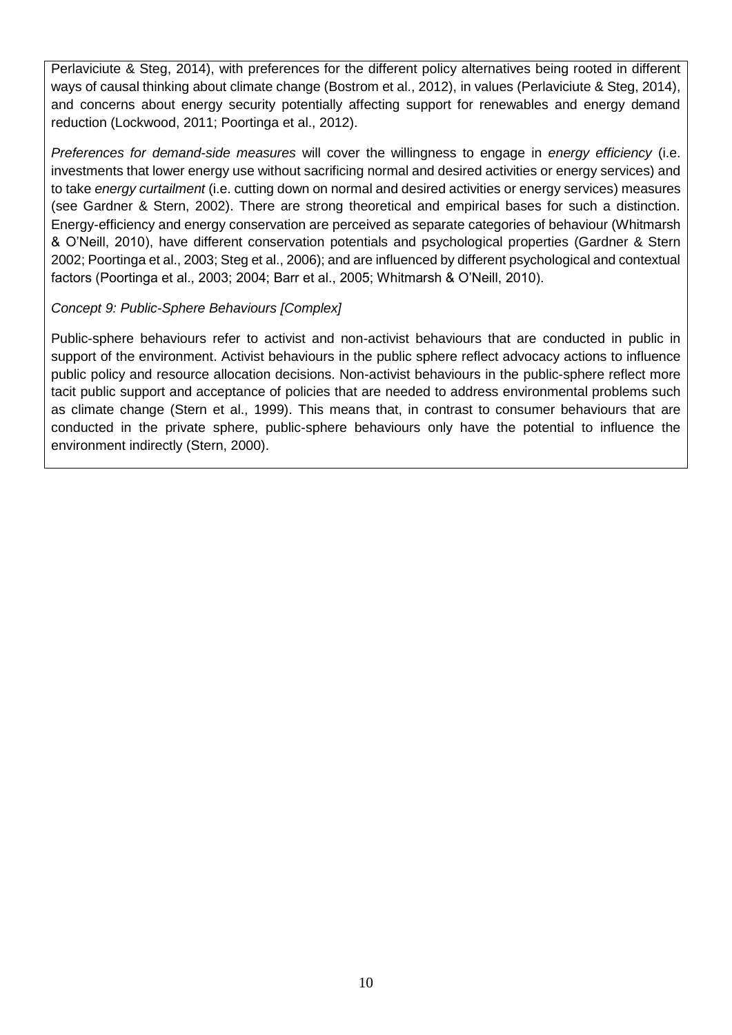Perlaviciute & Steg, 2014), with preferences for the different policy alternatives being rooted in different ways of causal thinking about climate change (Bostrom et al., 2012), in values (Perlaviciute & Steg, 2014), and concerns about energy security potentially affecting support for renewables and energy demand reduction (Lockwood, 2011; Poortinga et al., 2012).

*Preferences for demand-side measures* will cover the willingness to engage in *energy efficiency* (i.e. investments that lower energy use without sacrificing normal and desired activities or energy services) and to take *energy curtailment* (i.e. cutting down on normal and desired activities or energy services) measures (see Gardner & Stern, 2002). There are strong theoretical and empirical bases for such a distinction. Energy-efficiency and energy conservation are perceived as separate categories of behaviour (Whitmarsh & O'Neill, 2010), have different conservation potentials and psychological properties (Gardner & Stern 2002; Poortinga et al., 2003; Steg et al., 2006); and are influenced by different psychological and contextual factors (Poortinga et al., 2003; 2004; Barr et al., 2005; Whitmarsh & O'Neill, 2010).

*Concept 9: Public-Sphere Behaviours [Complex]*

Public-sphere behaviours refer to activist and non-activist behaviours that are conducted in public in support of the environment. Activist behaviours in the public sphere reflect advocacy actions to influence public policy and resource allocation decisions. Non-activist behaviours in the public-sphere reflect more tacit public support and acceptance of policies that are needed to address environmental problems such as climate change (Stern et al., 1999). This means that, in contrast to consumer behaviours that are conducted in the private sphere, public-sphere behaviours only have the potential to influence the environment indirectly (Stern, 2000).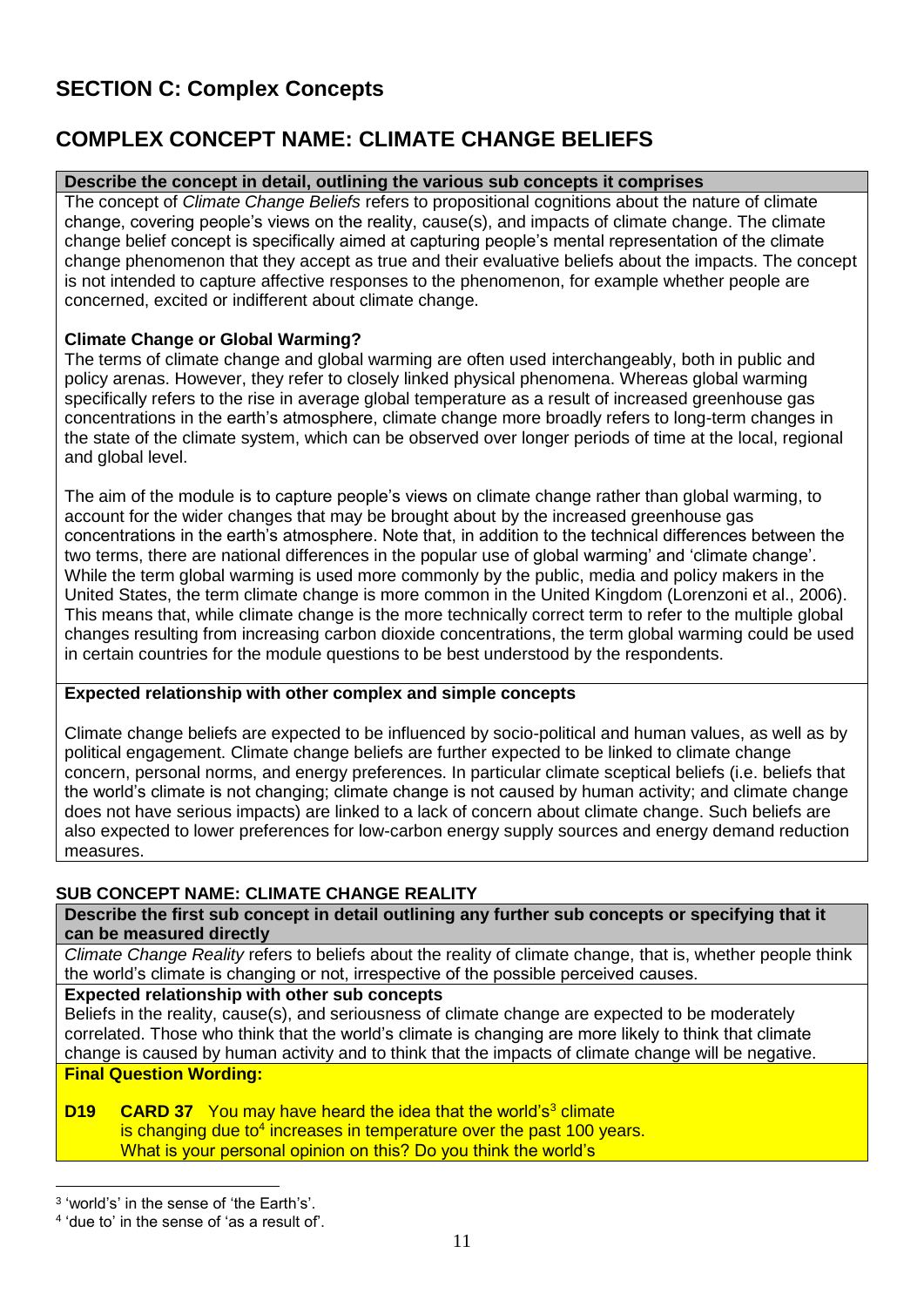## SECTION C: Complex Concepts

## COMPLEX CONCEPT NAME: CLIMATE CHANGE BELIEFS

**Describe the concept in detail, outlining the various sub concepts it comprises**

The concept of *Climate Change Beliefs* refers to propositional cognitions about the nature of climate change, covering people's views on the reality, cause(s), and impacts of climate change. The climate change belief concept is specifically aimed at capturing people's mental representation of the climate change phenomenon that they accept as true and their evaluative beliefs about the impacts. The concept is not intended to capture affective responses to the phenomenon, for example whether people are concerned, excited or indifferent about climate change.

**Climate Change or Global Warming?**

The terms of climate change and global warming are often used interchangeably, both in public and policy arenas. However, they refer to closely linked physical phenomena. Whereas global warming specifically refers to the rise in average global temperature as a result of increased greenhouse gas concentrations in the earth's atmosphere, climate change more broadly refers to long-term changes in the state of the climate system, which can be observed over longer periods of time at the local, regional and global level.

The aim of the module is to capture people's views on climate change rather than global warming, to account for the wider changes that may be brought about by the increased greenhouse gas concentrations in the earth's atmosphere. Note that, in addition to the technical differences between the two terms, there are national differences in the popular use of global warming' and 'climate change'. While the term global warming is used more commonly by the public, media and policy makers in the United States, the term climate change is more common in the United Kingdom (Lorenzoni et al., 2006). This means that, while climate change is the more technically correct term to refer to the multiple global changes resulting from increasing carbon dioxide concentrations, the term global warming could be used in certain countries for the module questions to be best understood by the respondents.

**Expected relationship with other complex and simple concepts**

Climate change beliefs are expected to be influenced by socio-political and human values, as well as by political engagement. Climate change beliefs are further expected to be linked to climate change concern, personal norms, and energy preferences. In particular climate sceptical beliefs (i.e. beliefs that the world's climate is not changing; climate change is not caused by human activity; and climate change does not have serious impacts) are linked to a lack of concern about climate change. Such beliefs are also expected to lower preferences for low-carbon energy supply sources and energy demand reduction measures.

### SUB CONCEPT NAME: CLIMATE CHANGE REALITY

**Describe the first sub concept in detail outlining any further sub concepts or specifying that it can be measured directly**

*Climate Change Reality* refers to beliefs about the reality of climate change, that is, whether people think the world's climate is changing or not, irrespective of the possible perceived causes.

**Expected relationship with other sub concepts**

Beliefs in the reality, cause(s), and seriousness of climate change are expected to be moderately correlated. Those who think that the world's climate is changing are more likely to think that climate change is caused by human activity and to think that the impacts of climate change will be negative.

**Final Question Wording:**

**D19** **CARD 37** You may have heard the idea that the world's[3] climate is changing due to[4] increases in temperature over the past 100 years. What is your personal opinion on this? Do you think the world's

[3] 'world's' in the sense of 'the Earth's'.

[4] 'due to' in the sense of 'as a result of'.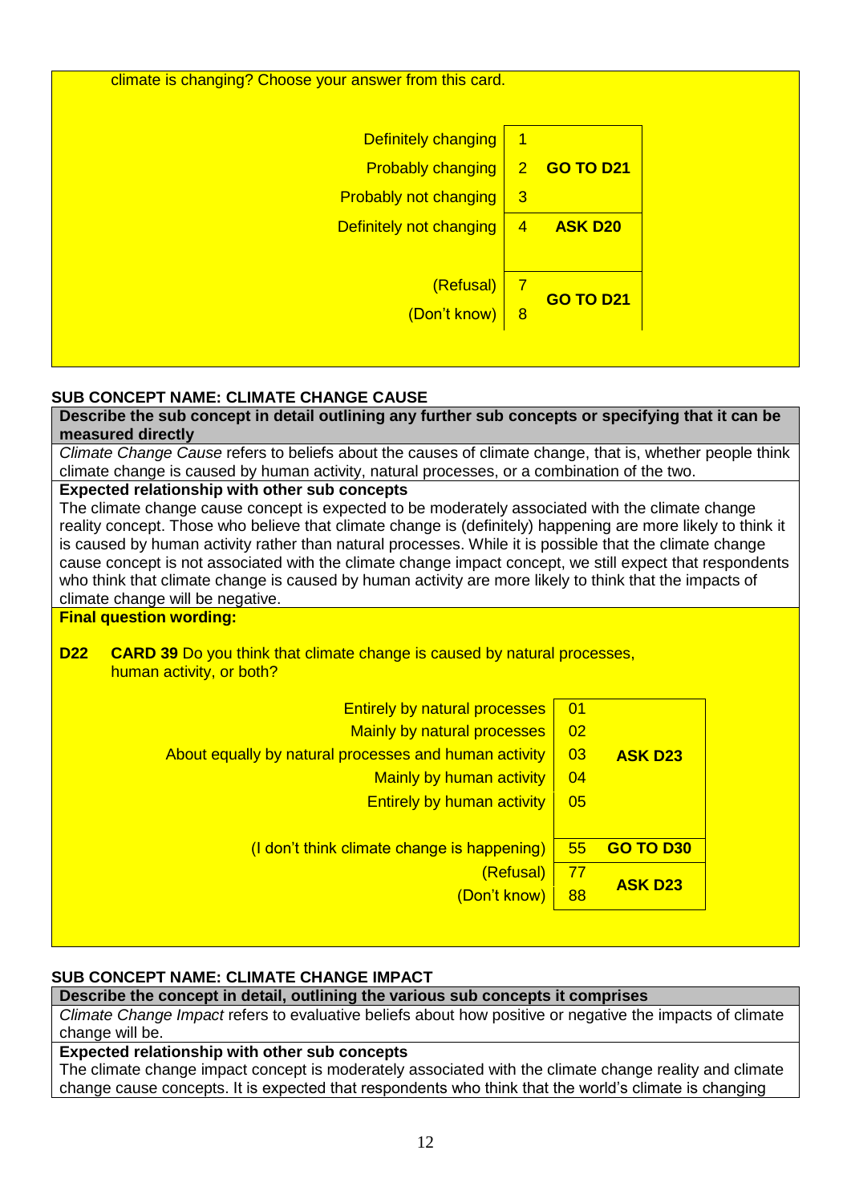climate is changing? Choose your answer from this card.

| | | |
|---|---|---|
| Definitely changing | 1 | **GO TO D21** |
| Probably changing | 2 | |
| Probably not changing | 3 | |
| Definitely not changing | 4 | **ASK D20** |
| (Refusal) | 7 | **GO TO D21** |
| (Don't know) | 8 | |

**SUB CONCEPT NAME: CLIMATE CHANGE CAUSE**

**Describe the sub concept in detail outlining any further sub concepts or specifying that it can be measured directly**

*Climate Change Cause* refers to beliefs about the causes of climate change, that is, whether people think climate change is caused by human activity, natural processes, or a combination of the two.

**Expected relationship with other sub concepts**

The climate change cause concept is expected to be moderately associated with the climate change reality concept. Those who believe that climate change is (definitely) happening are more likely to think it is caused by human activity rather than natural processes. While it is possible that the climate change cause concept is not associated with the climate change impact concept, we still expect that respondents who think that climate change is caused by human activity are more likely to think that the impacts of climate change will be negative.

**Final question wording:**

**D22** **CARD 39** Do you think that climate change is caused by natural processes, human activity, or both?

| | | |
|---|---|---|
| Entirely by natural processes | 01 | **ASK D23** |
| Mainly by natural processes | 02 | |
| About equally by natural processes and human activity | 03 | |
| Mainly by human activity | 04 | |
| Entirely by human activity | 05 | |
| (I don't think climate change is happening) | 55 | **GO TO D30** |
| (Refusal) | 77 | **ASK D23** |
| (Don't know) | 88 | |

**SUB CONCEPT NAME: CLIMATE CHANGE IMPACT**

**Describe the concept in detail, outlining the various sub concepts it comprises**

*Climate Change Impact* refers to evaluative beliefs about how positive or negative the impacts of climate change will be.

**Expected relationship with other sub concepts**

The climate change impact concept is moderately associated with the climate change reality and climate change cause concepts. It is expected that respondents who think that the world's climate is changing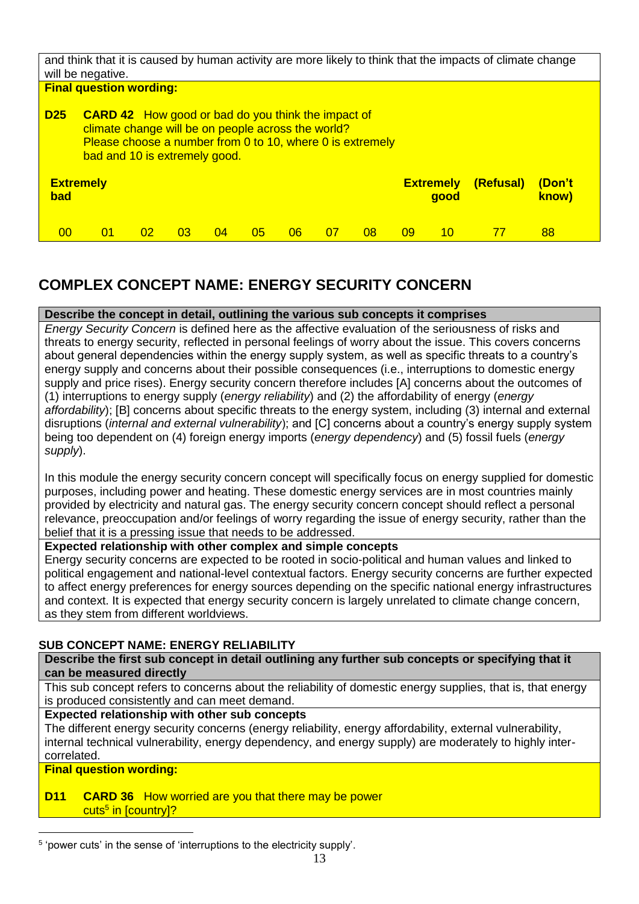and think that it is caused by human activity are more likely to think that the impacts of climate change will be negative.

**Final question wording:**

**D25** **CARD 42** How good or bad do you think the impact of climate change will be on people across the world? Please choose a number from 0 to 10, where 0 is extremely bad and 10 is extremely good.

| Extremely bad | | | | | | | | | | Extremely good | (Refusal) | (Don't know) |
|---|---|---|---|---|---|---|---|---|---|---|---|---|
| 00 | 01 | 02 | 03 | 04 | 05 | 06 | 07 | 08 | 09 | 10 | 77 | 88 |

## COMPLEX CONCEPT NAME: ENERGY SECURITY CONCERN

**Describe the concept in detail, outlining the various sub concepts it comprises**

*Energy Security Concern* is defined here as the affective evaluation of the seriousness of risks and threats to energy security, reflected in personal feelings of worry about the issue. This covers concerns about general dependencies within the energy supply system, as well as specific threats to a country's energy supply and concerns about their possible consequences (i.e., interruptions to domestic energy supply and price rises). Energy security concern therefore includes [A] concerns about the outcomes of (1) interruptions to energy supply (*energy reliability*) and (2) the affordability of energy (*energy affordability*); [B] concerns about specific threats to the energy system, including (3) internal and external disruptions (*internal and external vulnerability*); and [C] concerns about a country's energy supply system being too dependent on (4) foreign energy imports (*energy dependency*) and (5) fossil fuels (*energy supply*).

In this module the energy security concern concept will specifically focus on energy supplied for domestic purposes, including power and heating. These domestic energy services are in most countries mainly provided by electricity and natural gas. The energy security concern concept should reflect a personal relevance, preoccupation and/or feelings of worry regarding the issue of energy security, rather than the belief that it is a pressing issue that needs to be addressed.

**Expected relationship with other complex and simple concepts**

Energy security concerns are expected to be rooted in socio-political and human values and linked to political engagement and national-level contextual factors. Energy security concerns are further expected to affect energy preferences for energy sources depending on the specific national energy infrastructures and context. It is expected that energy security concern is largely unrelated to climate change concern, as they stem from different worldviews.

### SUB CONCEPT NAME: ENERGY RELIABILITY

**Describe the first sub concept in detail outlining any further sub concepts or specifying that it can be measured directly**

This sub concept refers to concerns about the reliability of domestic energy supplies, that is, that energy is produced consistently and can meet demand.

**Expected relationship with other sub concepts**

The different energy security concerns (energy reliability, energy affordability, external vulnerability, internal technical vulnerability, energy dependency, and energy supply) are moderately to highly inter-correlated.

**Final question wording:**

**D11** **CARD 36** How worried are you that there may be power cuts[5] in [country]?

[5] 'power cuts' in the sense of 'interruptions to the electricity supply'.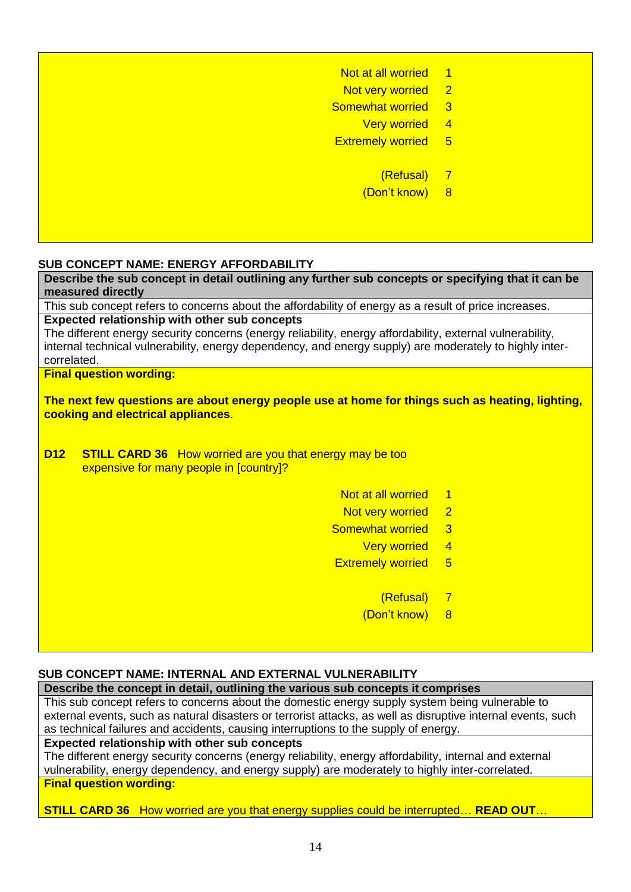| | |
|---|---|
| Not at all worried | 1 |
| Not very worried | 2 |
| Somewhat worried | 3 |
| Very worried | 4 |
| Extremely worried | 5 |
| | |
| (Refusal) | 7 |
| (Don't know) | 8 |

**SUB CONCEPT NAME: ENERGY AFFORDABILITY**

**Describe the sub concept in detail outlining any further sub concepts or specifying that it can be measured directly**

This sub concept refers to concerns about the affordability of energy as a result of price increases.

**Expected relationship with other sub concepts**

The different energy security concerns (energy reliability, energy affordability, external vulnerability, internal technical vulnerability, energy dependency, and energy supply) are moderately to highly inter-correlated.

**Final question wording:**

**The next few questions are about energy people use at home for things such as heating, lighting, cooking and electrical appliances**.

**D12** **STILL CARD 36** How worried are you that energy may be too expensive for many people in [country]?

| | |
|---|---|
| Not at all worried | 1 |
| Not very worried | 2 |
| Somewhat worried | 3 |
| Very worried | 4 |
| Extremely worried | 5 |
| | |
| (Refusal) | 7 |
| (Don't know) | 8 |

**SUB CONCEPT NAME: INTERNAL AND EXTERNAL VULNERABILITY**

**Describe the concept in detail, outlining the various sub concepts it comprises**

This sub concept refers to concerns about the domestic energy supply system being vulnerable to external events, such as natural disasters or terrorist attacks, as well as disruptive internal events, such as technical failures and accidents, causing interruptions to the supply of energy.

**Expected relationship with other sub concepts**

The different energy security concerns (energy reliability, energy affordability, internal and external vulnerability, energy dependency, and energy supply) are moderately to highly inter-correlated.

**Final question wording:**

**STILL CARD 36** How worried are you that energy supplies could be interrupted… **READ OUT**…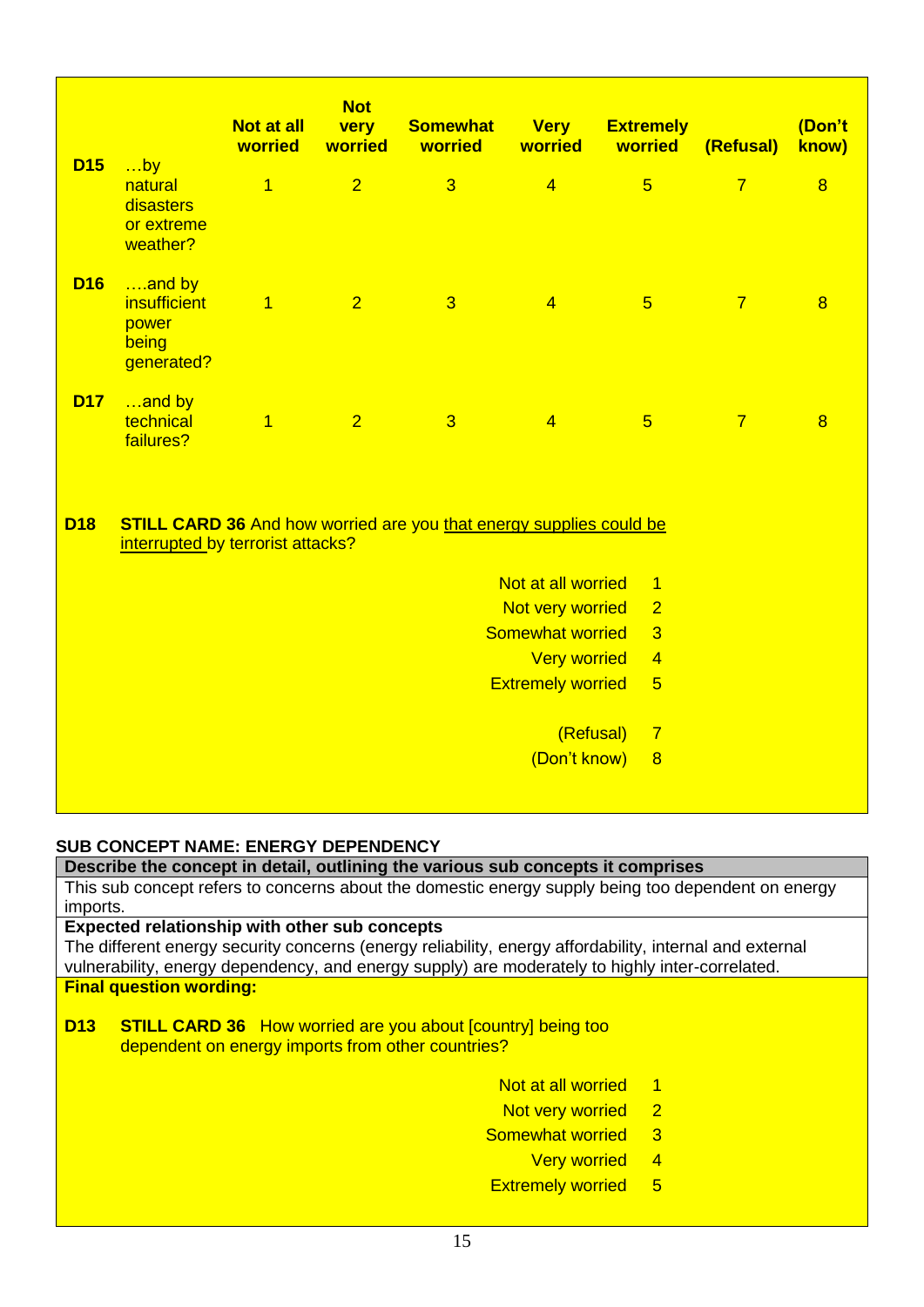| | | Not at all worried | Not very worried | Somewhat worried | Very worried | Extremely worried | (Refusal) | (Don't know) |
|---|---|---|---|---|---|---|---|---|
| **D15** | …by natural disasters or extreme weather? | 1 | 2 | 3 | 4 | 5 | 7 | 8 |
| **D16** | ….and by insufficient power being generated? | 1 | 2 | 3 | 4 | 5 | 7 | 8 |
| **D17** | …and by technical failures? | 1 | 2 | 3 | 4 | 5 | 7 | 8 |

**D18** **STILL CARD 36** And how worried are you that energy supplies could be interrupted by terrorist attacks?

| | |
|---|---|
| Not at all worried | 1 |
| Not very worried | 2 |
| Somewhat worried | 3 |
| Very worried | 4 |
| Extremely worried | 5 |
| (Refusal) | 7 |
| (Don't know) | 8 |

**SUB CONCEPT NAME: ENERGY DEPENDENCY**

**Describe the concept in detail, outlining the various sub concepts it comprises**

This sub concept refers to concerns about the domestic energy supply being too dependent on energy imports.

**Expected relationship with other sub concepts**

The different energy security concerns (energy reliability, energy affordability, internal and external vulnerability, energy dependency, and energy supply) are moderately to highly inter-correlated.

**Final question wording:**

**D13** **STILL CARD 36** How worried are you about [country] being too dependent on energy imports from other countries?

| | |
|---|---|
| Not at all worried | 1 |
| Not very worried | 2 |
| Somewhat worried | 3 |
| Very worried | 4 |
| Extremely worried | 5 |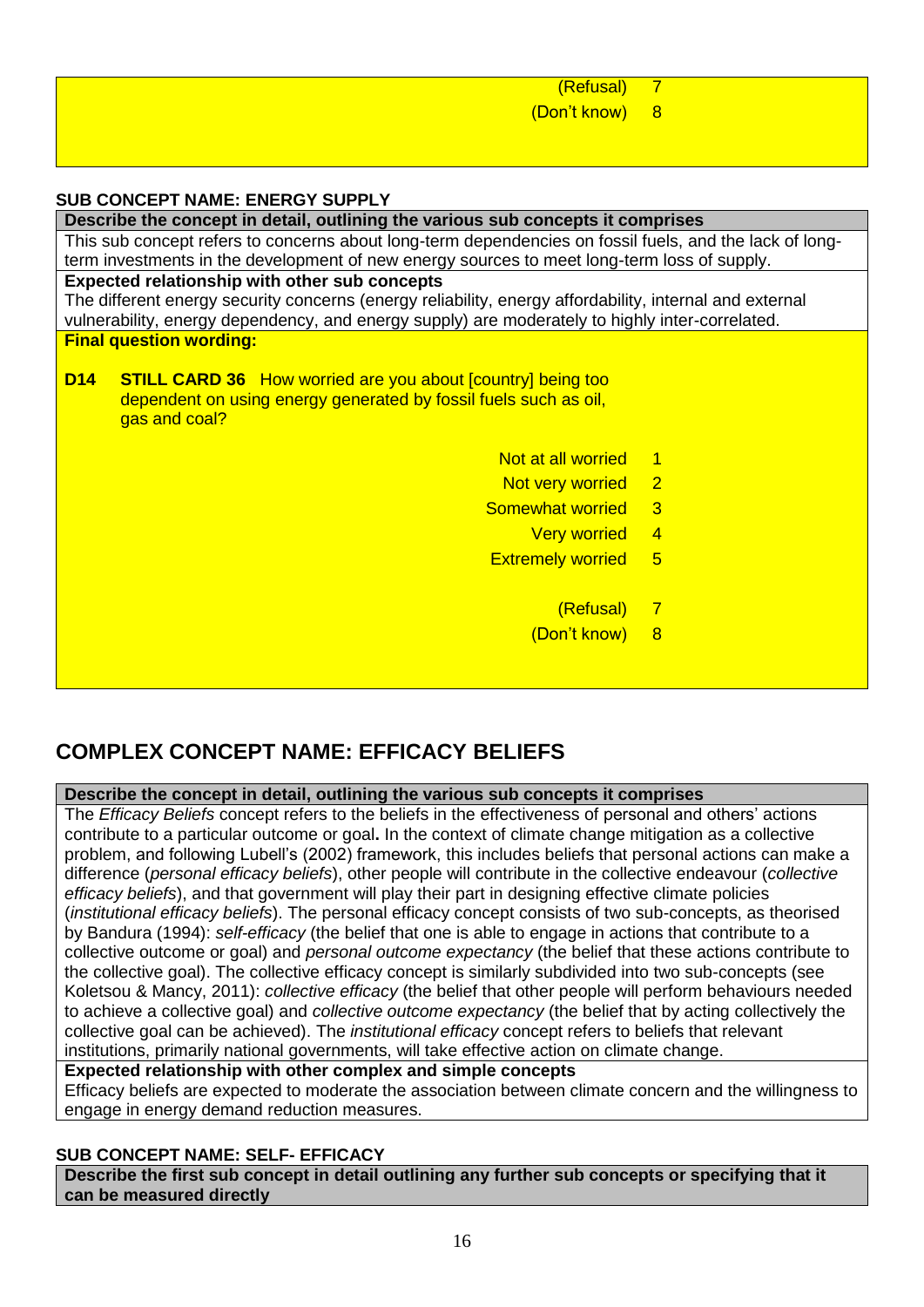| | |
|---|---|
| (Refusal) | 7 |
| (Don't know) | 8 |

**SUB CONCEPT NAME: ENERGY SUPPLY**

**Describe the concept in detail, outlining the various sub concepts it comprises**

This sub concept refers to concerns about long-term dependencies on fossil fuels, and the lack of long-term investments in the development of new energy sources to meet long-term loss of supply.

**Expected relationship with other sub concepts**

The different energy security concerns (energy reliability, energy affordability, internal and external vulnerability, energy dependency, and energy supply) are moderately to highly inter-correlated.

**Final question wording:**

**D14** **STILL CARD 36** How worried are you about [country] being too dependent on using energy generated by fossil fuels such as oil, gas and coal?

| | |
|---|---|
| Not at all worried | 1 |
| Not very worried | 2 |
| Somewhat worried | 3 |
| Very worried | 4 |
| Extremely worried | 5 |
| (Refusal) | 7 |
| (Don't know) | 8 |

## COMPLEX CONCEPT NAME: EFFICACY BELIEFS

**Describe the concept in detail, outlining the various sub concepts it comprises**

The *Efficacy Beliefs* concept refers to the beliefs in the effectiveness of personal and others' actions contribute to a particular outcome or goal**.** In the context of climate change mitigation as a collective problem, and following Lubell's (2002) framework, this includes beliefs that personal actions can make a difference (*personal efficacy beliefs*), other people will contribute in the collective endeavour (*collective efficacy beliefs*), and that government will play their part in designing effective climate policies (*institutional efficacy beliefs*). The personal efficacy concept consists of two sub-concepts, as theorised by Bandura (1994): *self-efficacy* (the belief that one is able to engage in actions that contribute to a collective outcome or goal) and *personal outcome expectancy* (the belief that these actions contribute to the collective goal). The collective efficacy concept is similarly subdivided into two sub-concepts (see Koletsou & Mancy, 2011): *collective efficacy* (the belief that other people will perform behaviours needed to achieve a collective goal) and *collective outcome expectancy* (the belief that by acting collectively the collective goal can be achieved). The *institutional efficacy* concept refers to beliefs that relevant institutions, primarily national governments, will take effective action on climate change.

**Expected relationship with other complex and simple concepts**

Efficacy beliefs are expected to moderate the association between climate concern and the willingness to engage in energy demand reduction measures.

**SUB CONCEPT NAME: SELF- EFFICACY**

**Describe the first sub concept in detail outlining any further sub concepts or specifying that it can be measured directly**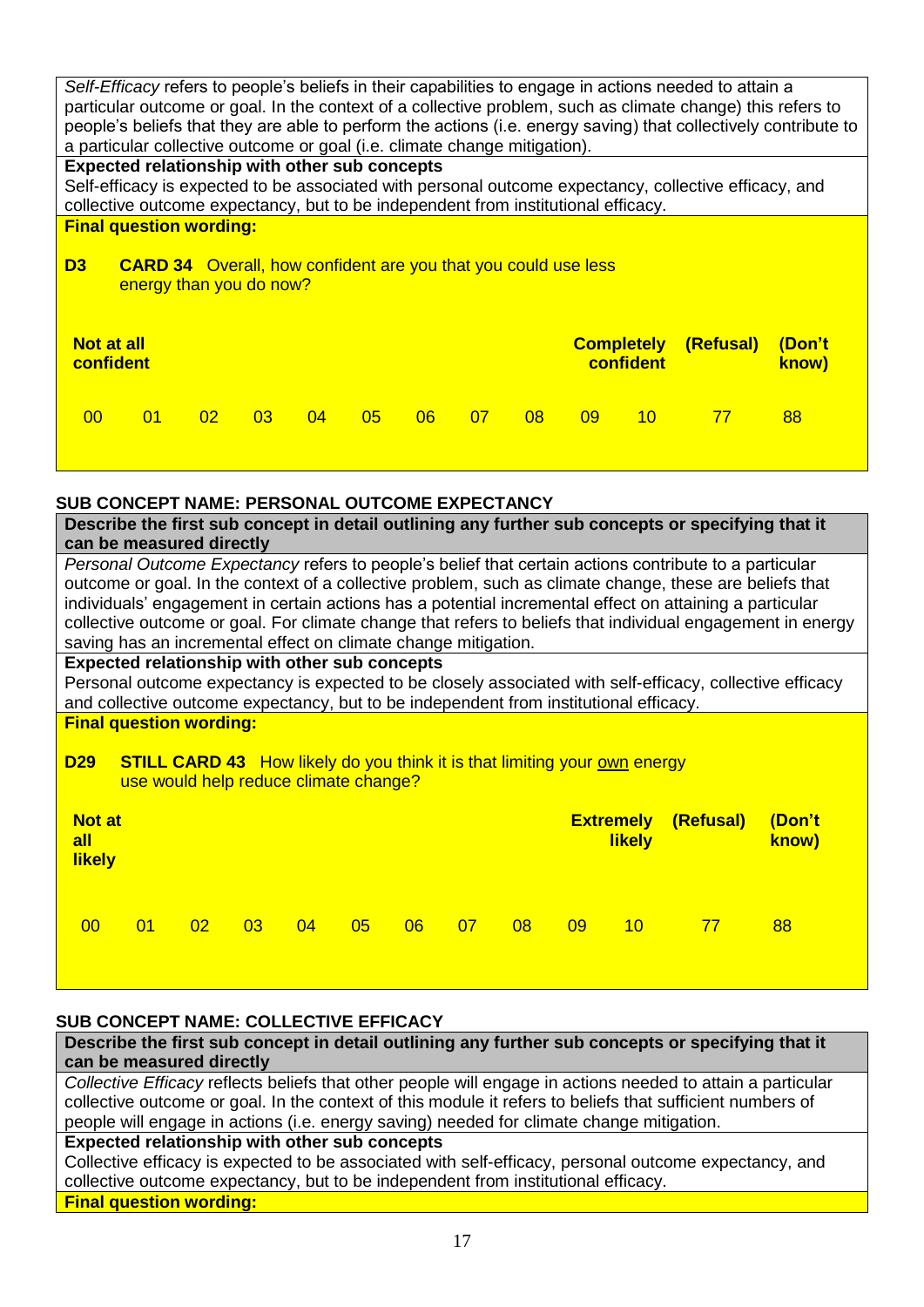*Self-Efficacy* refers to people's beliefs in their capabilities to engage in actions needed to attain a particular outcome or goal. In the context of a collective problem, such as climate change) this refers to people's beliefs that they are able to perform the actions (i.e. energy saving) that collectively contribute to a particular collective outcome or goal (i.e. climate change mitigation).

**Expected relationship with other sub concepts**

Self-efficacy is expected to be associated with personal outcome expectancy, collective efficacy, and collective outcome expectancy, but to be independent from institutional efficacy.

**Final question wording:**

**D3** **CARD 34** Overall, how confident are you that you could use less energy than you do now?

| **Not at all confident** | | | | | | | | | | **Completely confident** | **(Refusal)** | **(Don't know)** |
|---|---|---|---|---|---|---|---|---|---|---|---|---|
| 00 | 01 | 02 | 03 | 04 | 05 | 06 | 07 | 08 | 09 | 10 | 77 | 88 |

### SUB CONCEPT NAME: PERSONAL OUTCOME EXPECTANCY

**Describe the first sub concept in detail outlining any further sub concepts or specifying that it can be measured directly**

*Personal Outcome Expectancy* refers to people's belief that certain actions contribute to a particular outcome or goal. In the context of a collective problem, such as climate change, these are beliefs that individuals' engagement in certain actions has a potential incremental effect on attaining a particular collective outcome or goal. For climate change that refers to beliefs that individual engagement in energy saving has an incremental effect on climate change mitigation.

**Expected relationship with other sub concepts**

Personal outcome expectancy is expected to be closely associated with self-efficacy, collective efficacy and collective outcome expectancy, but to be independent from institutional efficacy.

**Final question wording:**

**D29** **STILL CARD 43** How likely do you think it is that limiting your own energy use would help reduce climate change?

| **Not at all likely** | | | | | | | | | | **Extremely likely** | **(Refusal)** | **(Don't know)** |
|---|---|---|---|---|---|---|---|---|---|---|---|---|
| 00 | 01 | 02 | 03 | 04 | 05 | 06 | 07 | 08 | 09 | 10 | 77 | 88 |

### SUB CONCEPT NAME: COLLECTIVE EFFICACY

**Describe the first sub concept in detail outlining any further sub concepts or specifying that it can be measured directly**

*Collective Efficacy* reflects beliefs that other people will engage in actions needed to attain a particular collective outcome or goal. In the context of this module it refers to beliefs that sufficient numbers of people will engage in actions (i.e. energy saving) needed for climate change mitigation.

**Expected relationship with other sub concepts**

Collective efficacy is expected to be associated with self-efficacy, personal outcome expectancy, and collective outcome expectancy, but to be independent from institutional efficacy.

**Final question wording:**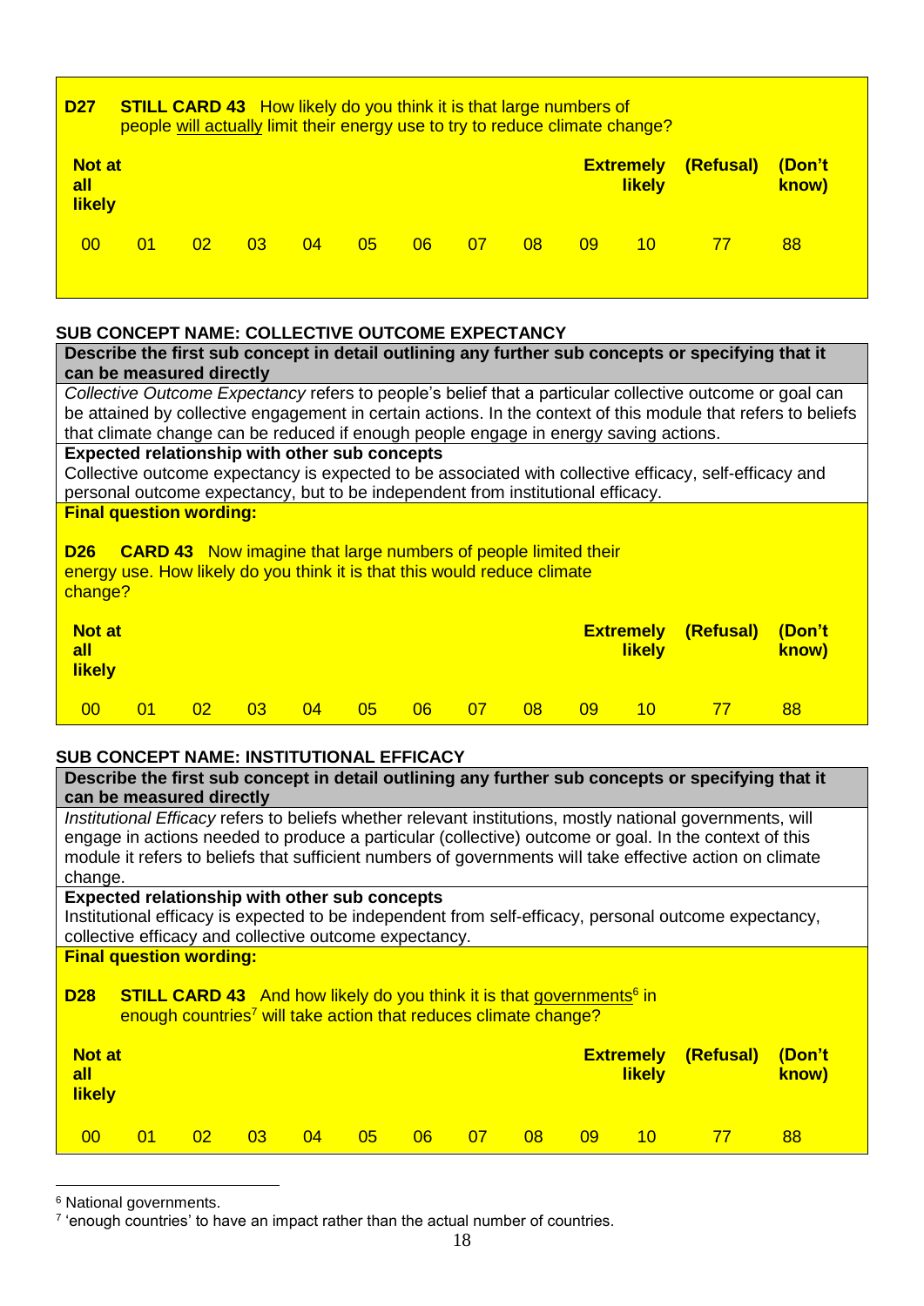**D27** **STILL CARD 43** How likely do you think it is that large numbers of people <u>will actually</u> limit their energy use to try to reduce climate change?

| Not at all likely | | | | | | | | | | Extremely likely | (Refusal) | (Don't know) |
|---|---|---|---|---|---|---|---|---|---|---|---|---|
| 00 | 01 | 02 | 03 | 04 | 05 | 06 | 07 | 08 | 09 | 10 | 77 | 88 |

**SUB CONCEPT NAME: COLLECTIVE OUTCOME EXPECTANCY**

**Describe the first sub concept in detail outlining any further sub concepts or specifying that it can be measured directly**

*Collective Outcome Expectancy* refers to people's belief that a particular collective outcome or goal can be attained by collective engagement in certain actions. In the context of this module that refers to beliefs that climate change can be reduced if enough people engage in energy saving actions.

**Expected relationship with other sub concepts**

Collective outcome expectancy is expected to be associated with collective efficacy, self-efficacy and personal outcome expectancy, but to be independent from institutional efficacy.

**Final question wording:**

**D26** **CARD 43** Now imagine that large numbers of people limited their energy use. How likely do you think it is that this would reduce climate change?

| Not at all likely | | | | | | | | | | Extremely likely | (Refusal) | (Don't know) |
|---|---|---|---|---|---|---|---|---|---|---|---|---|
| 00 | 01 | 02 | 03 | 04 | 05 | 06 | 07 | 08 | 09 | 10 | 77 | 88 |

**SUB CONCEPT NAME: INSTITUTIONAL EFFICACY**

**Describe the first sub concept in detail outlining any further sub concepts or specifying that it can be measured directly**

*Institutional Efficacy* refers to beliefs whether relevant institutions, mostly national governments, will engage in actions needed to produce a particular (collective) outcome or goal. In the context of this module it refers to beliefs that sufficient numbers of governments will take effective action on climate change.

**Expected relationship with other sub concepts**

Institutional efficacy is expected to be independent from self-efficacy, personal outcome expectancy, collective efficacy and collective outcome expectancy.

**Final question wording:**

**D28** **STILL CARD 43** And how likely do you think it is that <u>governments</u>[6] in enough countries[7] will take action that reduces climate change?

| Not at all likely | | | | | | | | | | Extremely likely | (Refusal) | (Don't know) |
|---|---|---|---|---|---|---|---|---|---|---|---|---|
| 00 | 01 | 02 | 03 | 04 | 05 | 06 | 07 | 08 | 09 | 10 | 77 | 88 |

---

[6] National governments.

[7] 'enough countries' to have an impact rather than the actual number of countries.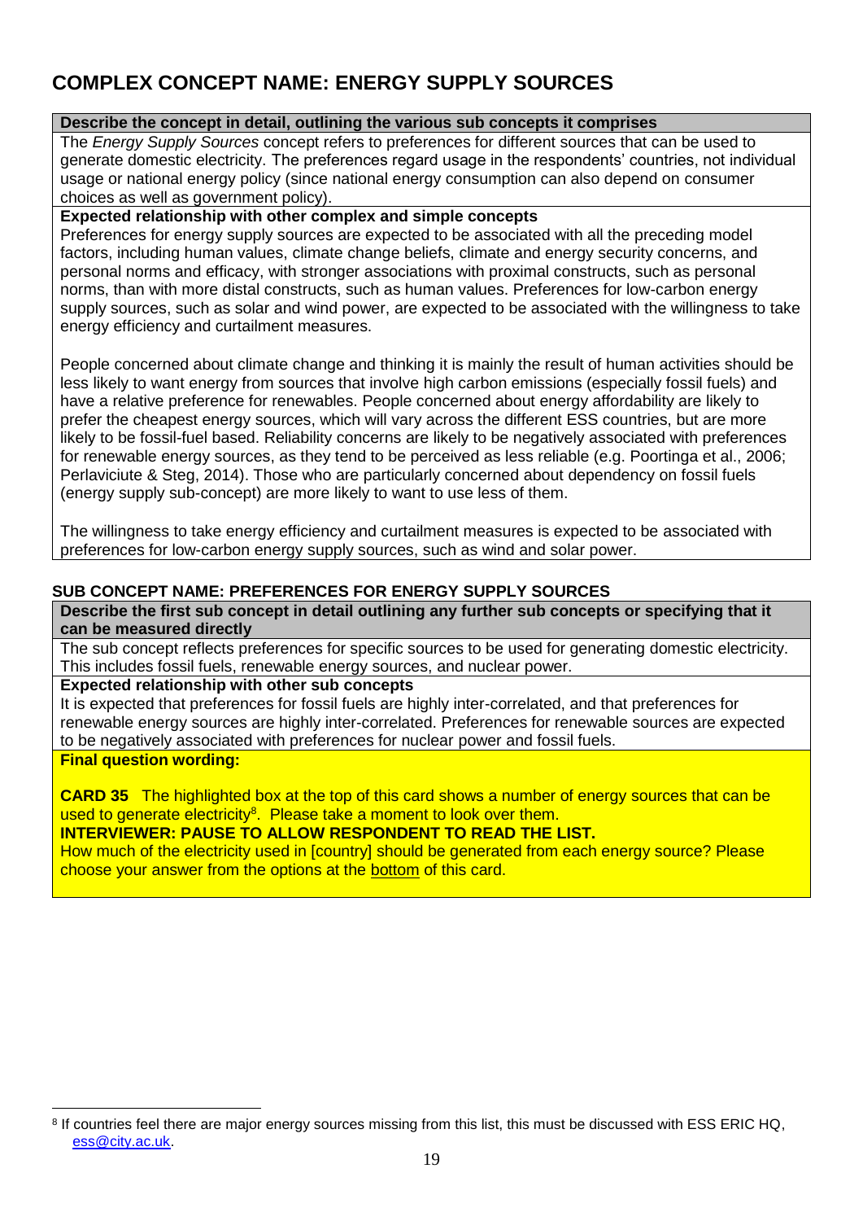## COMPLEX CONCEPT NAME: ENERGY SUPPLY SOURCES

**Describe the concept in detail, outlining the various sub concepts it comprises**

The *Energy Supply Sources* concept refers to preferences for different sources that can be used to generate domestic electricity. The preferences regard usage in the respondents' countries, not individual usage or national energy policy (since national energy consumption can also depend on consumer choices as well as government policy).

**Expected relationship with other complex and simple concepts**

Preferences for energy supply sources are expected to be associated with all the preceding model factors, including human values, climate change beliefs, climate and energy security concerns, and personal norms and efficacy, with stronger associations with proximal constructs, such as personal norms, than with more distal constructs, such as human values. Preferences for low-carbon energy supply sources, such as solar and wind power, are expected to be associated with the willingness to take energy efficiency and curtailment measures.

People concerned about climate change and thinking it is mainly the result of human activities should be less likely to want energy from sources that involve high carbon emissions (especially fossil fuels) and have a relative preference for renewables. People concerned about energy affordability are likely to prefer the cheapest energy sources, which will vary across the different ESS countries, but are more likely to be fossil-fuel based. Reliability concerns are likely to be negatively associated with preferences for renewable energy sources, as they tend to be perceived as less reliable (e.g. Poortinga et al., 2006; Perlaviciute & Steg, 2014). Those who are particularly concerned about dependency on fossil fuels (energy supply sub-concept) are more likely to want to use less of them.

The willingness to take energy efficiency and curtailment measures is expected to be associated with preferences for low-carbon energy supply sources, such as wind and solar power.

### SUB CONCEPT NAME: PREFERENCES FOR ENERGY SUPPLY SOURCES

**Describe the first sub concept in detail outlining any further sub concepts or specifying that it can be measured directly**

The sub concept reflects preferences for specific sources to be used for generating domestic electricity. This includes fossil fuels, renewable energy sources, and nuclear power.

**Expected relationship with other sub concepts**

It is expected that preferences for fossil fuels are highly inter-correlated, and that preferences for renewable energy sources are highly inter-correlated. Preferences for renewable sources are expected to be negatively associated with preferences for nuclear power and fossil fuels.

**Final question wording:**

**CARD 35** The highlighted box at the top of this card shows a number of energy sources that can be used to generate electricity[8]. Please take a moment to look over them.

**INTERVIEWER: PAUSE TO ALLOW RESPONDENT TO READ THE LIST.**

How much of the electricity used in [country] should be generated from each energy source? Please choose your answer from the options at the bottom of this card.

---

[8] If countries feel there are major energy sources missing from this list, this must be discussed with ESS ERIC HQ, ess@city.ac.uk.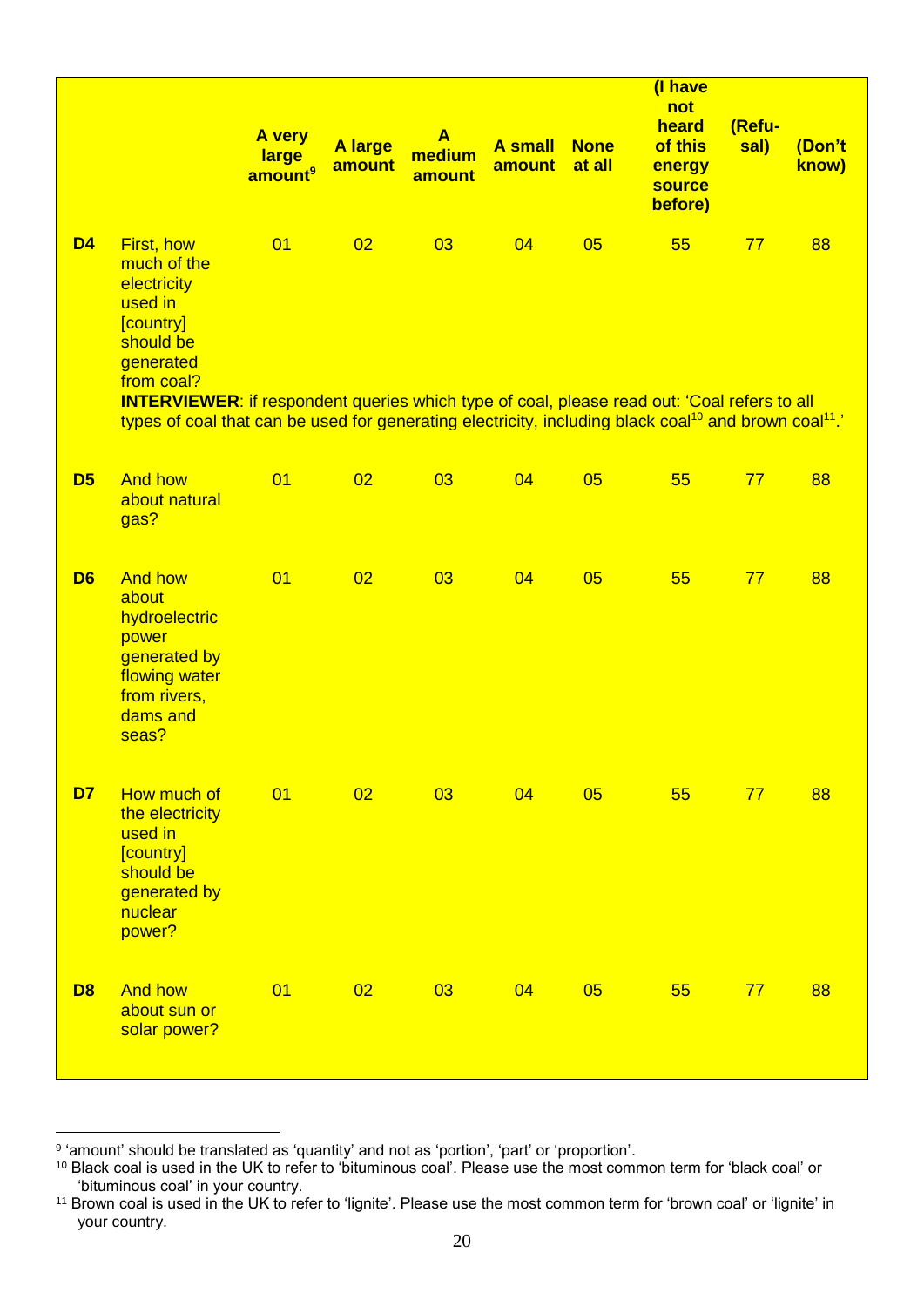| | | A very large amount[9] | A large amount | A medium amount | A small amount | None at all | (I have not heard of this energy source before) | (Refu-sal) | (Don't know) |
|---|---|---|---|---|---|---|---|---|---|
| **D4** | First, how much of the electricity used in [country] should be generated from coal? | 01 | 02 | 03 | 04 | 05 | 55 | 77 | 88 |
| | **INTERVIEWER**: if respondent queries which type of coal, please read out: 'Coal refers to all types of coal that can be used for generating electricity, including black coal[10] and brown coal[11].' | | | | | | | | |
| **D5** | And how about natural gas? | 01 | 02 | 03 | 04 | 05 | 55 | 77 | 88 |
| **D6** | And how about hydroelectric power generated by flowing water from rivers, dams and seas? | 01 | 02 | 03 | 04 | 05 | 55 | 77 | 88 |
| **D7** | How much of the electricity used in [country] should be generated by nuclear power? | 01 | 02 | 03 | 04 | 05 | 55 | 77 | 88 |
| **D8** | And how about sun or solar power? | 01 | 02 | 03 | 04 | 05 | 55 | 77 | 88 |

[9] 'amount' should be translated as 'quantity' and not as 'portion', 'part' or 'proportion'.

[10] Black coal is used in the UK to refer to 'bituminous coal'. Please use the most common term for 'black coal' or 'bituminous coal' in your country.

[11] Brown coal is used in the UK to refer to 'lignite'. Please use the most common term for 'brown coal' or 'lignite' in your country.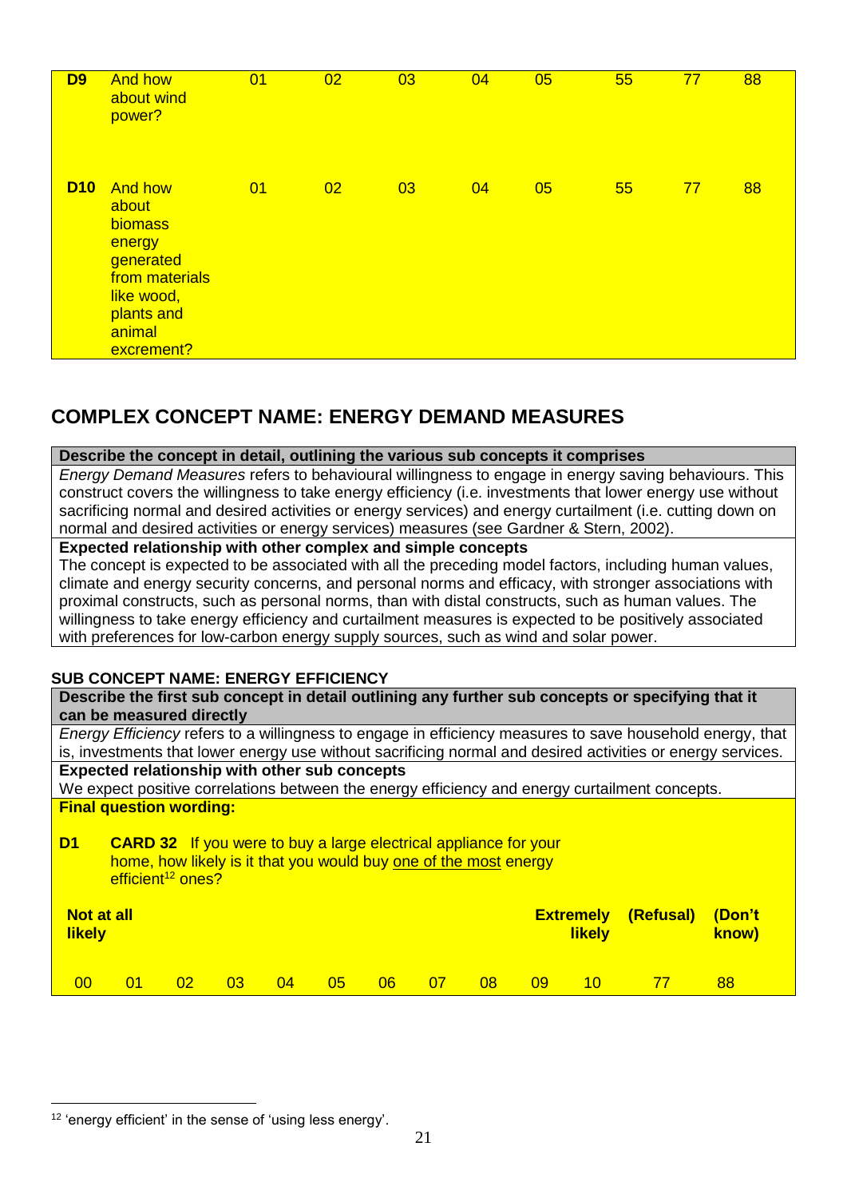| D9 | And how about wind power? | 01 | 02 | 03 | 04 | 05 | 55 | 77 | 88 |
|---|---|---|---|---|---|---|---|---|---|
| D10 | And how about biomass energy generated from materials like wood, plants and animal excrement? | 01 | 02 | 03 | 04 | 05 | 55 | 77 | 88 |

## COMPLEX CONCEPT NAME: ENERGY DEMAND MEASURES

**Describe the concept in detail, outlining the various sub concepts it comprises**

*Energy Demand Measures* refers to behavioural willingness to engage in energy saving behaviours. This construct covers the willingness to take energy efficiency (i.e. investments that lower energy use without sacrificing normal and desired activities or energy services) and energy curtailment (i.e. cutting down on normal and desired activities or energy services) measures (see Gardner & Stern, 2002).

**Expected relationship with other complex and simple concepts**

The concept is expected to be associated with all the preceding model factors, including human values, climate and energy security concerns, and personal norms and efficacy, with stronger associations with proximal constructs, such as personal norms, than with distal constructs, such as human values. The willingness to take energy efficiency and curtailment measures is expected to be positively associated with preferences for low-carbon energy supply sources, such as wind and solar power.

### SUB CONCEPT NAME: ENERGY EFFICIENCY

**Describe the first sub concept in detail outlining any further sub concepts or specifying that it can be measured directly**

*Energy Efficiency* refers to a willingness to engage in efficiency measures to save household energy, that is, investments that lower energy use without sacrificing normal and desired activities or energy services.

**Expected relationship with other sub concepts**

We expect positive correlations between the energy efficiency and energy curtailment concepts.

**Final question wording:**

**D1** **CARD 32** If you were to buy a large electrical appliance for your home, how likely is it that you would buy <u>one of the most</u> energy efficient[12] ones?

| Not at all likely | | | | | | | | | | Extremely likely | (Refusal) | (Don't know) |
|---|---|---|---|---|---|---|---|---|---|---|---|---|
| 00 | 01 | 02 | 03 | 04 | 05 | 06 | 07 | 08 | 09 | 10 | 77 | 88 |

[12] 'energy efficient' in the sense of 'using less energy'.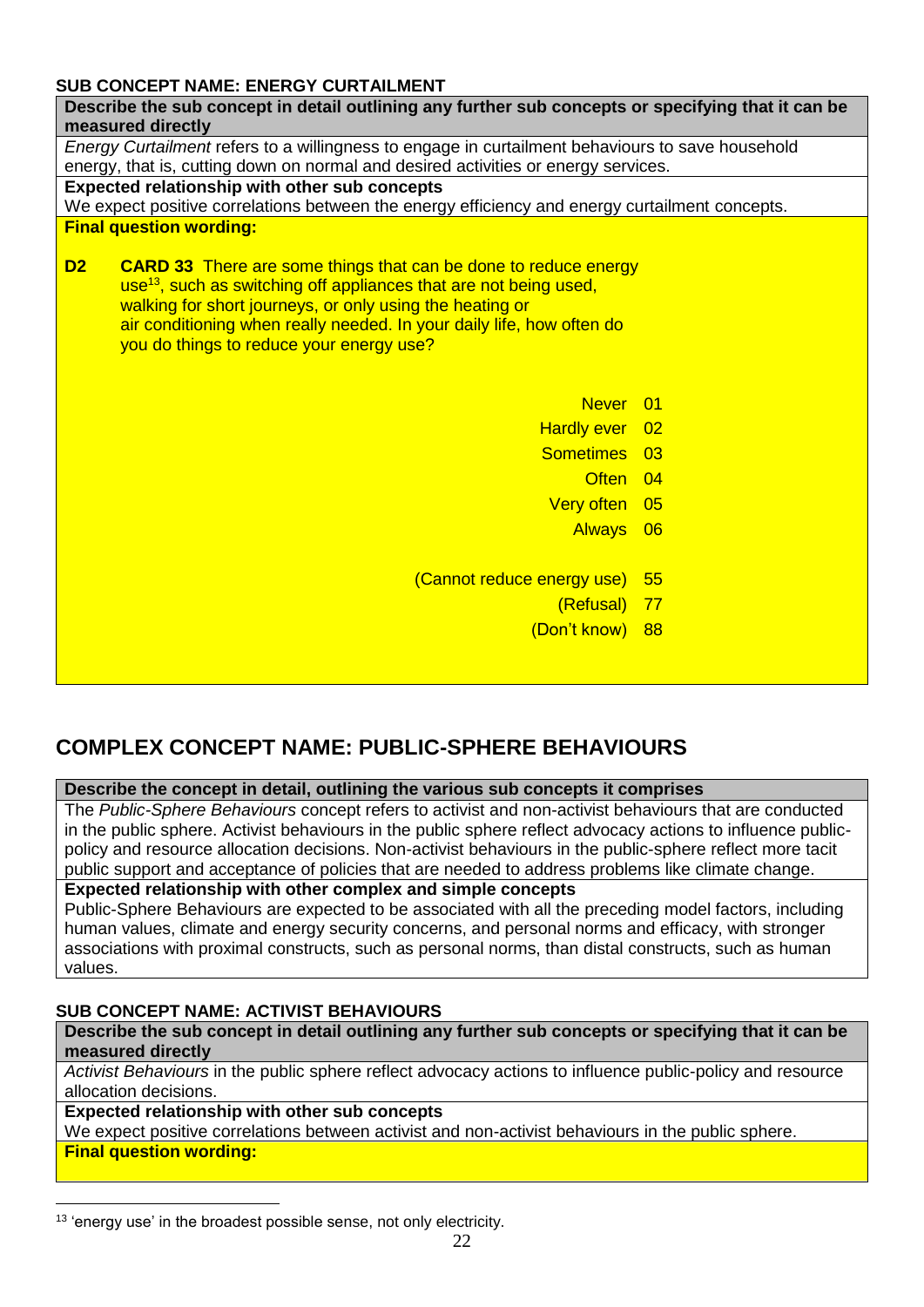**SUB CONCEPT NAME: ENERGY CURTAILMENT**

**Describe the sub concept in detail outlining any further sub concepts or specifying that it can be measured directly**

*Energy Curtailment* refers to a willingness to engage in curtailment behaviours to save household energy, that is, cutting down on normal and desired activities or energy services.

**Expected relationship with other sub concepts**

We expect positive correlations between the energy efficiency and energy curtailment concepts.

**Final question wording:**

**D2** **CARD 33** There are some things that can be done to reduce energy use[13], such as switching off appliances that are not being used, walking for short journeys, or only using the heating or air conditioning when really needed. In your daily life, how often do you do things to reduce your energy use?

| | |
|---|---|
| Never | 01 |
| Hardly ever | 02 |
| Sometimes | 03 |
| Often | 04 |
| Very often | 05 |
| Always | 06 |
| (Cannot reduce energy use) | 55 |
| (Refusal) | 77 |
| (Don't know) | 88 |

## COMPLEX CONCEPT NAME: PUBLIC-SPHERE BEHAVIOURS

**Describe the concept in detail, outlining the various sub concepts it comprises**

The *Public-Sphere Behaviours* concept refers to activist and non-activist behaviours that are conducted in the public sphere. Activist behaviours in the public sphere reflect advocacy actions to influence public-policy and resource allocation decisions. Non-activist behaviours in the public-sphere reflect more tacit public support and acceptance of policies that are needed to address problems like climate change.

**Expected relationship with other complex and simple concepts**

Public-Sphere Behaviours are expected to be associated with all the preceding model factors, including human values, climate and energy security concerns, and personal norms and efficacy, with stronger associations with proximal constructs, such as personal norms, than distal constructs, such as human values.

**SUB CONCEPT NAME: ACTIVIST BEHAVIOURS**

**Describe the sub concept in detail outlining any further sub concepts or specifying that it can be measured directly**

*Activist Behaviours* in the public sphere reflect advocacy actions to influence public-policy and resource allocation decisions.

**Expected relationship with other sub concepts**

We expect positive correlations between activist and non-activist behaviours in the public sphere.

**Final question wording:**

[13] 'energy use' in the broadest possible sense, not only electricity.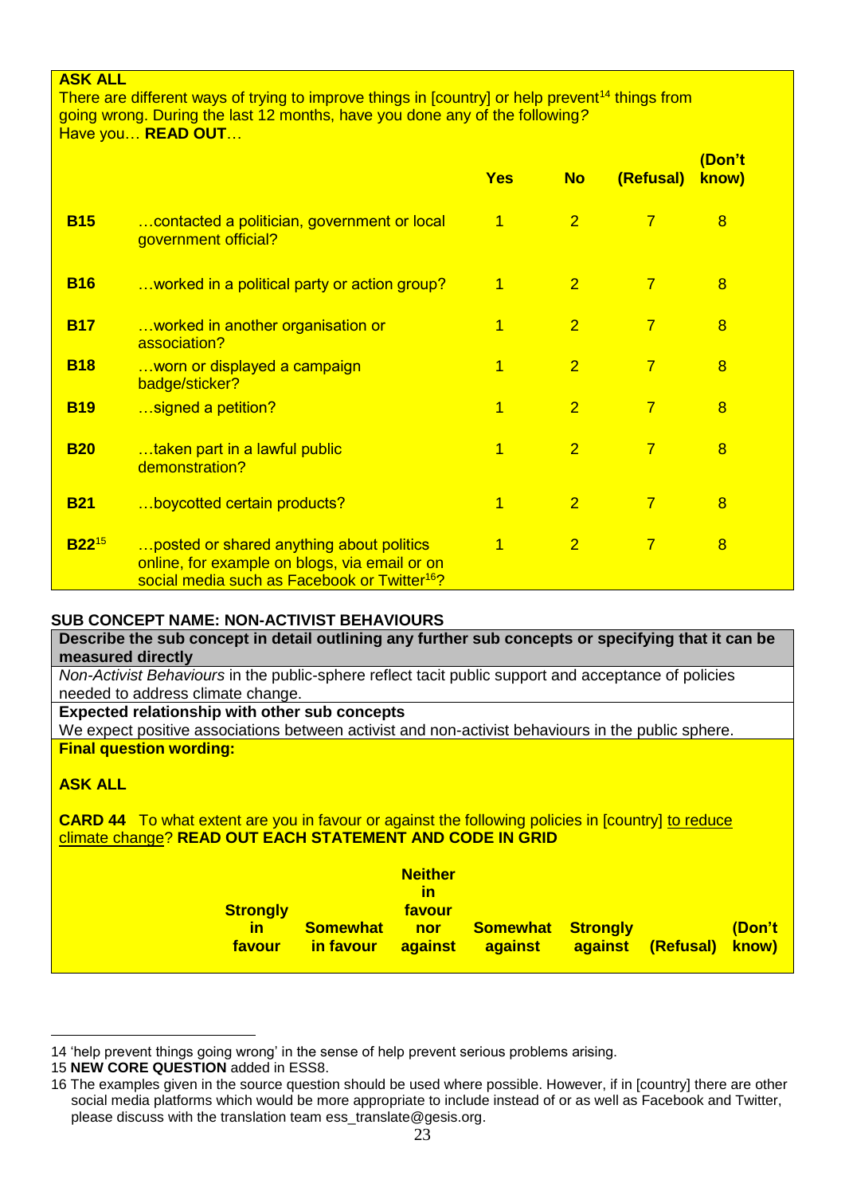**ASK ALL**
There are different ways of trying to improve things in [country] or help prevent[14] things from going wrong. During the last 12 months, have you done any of the following?
Have you… **READ OUT**…

| | | Yes | No | (Refusal) | (Don't know) |
|---|---|---|---|---|---|
| **B15** | …contacted a politician, government or local government official? | 1 | 2 | 7 | 8 |
| **B16** | …worked in a political party or action group? | 1 | 2 | 7 | 8 |
| **B17** | …worked in another organisation or association? | 1 | 2 | 7 | 8 |
| **B18** | …worn or displayed a campaign badge/sticker? | 1 | 2 | 7 | 8 |
| **B19** | …signed a petition? | 1 | 2 | 7 | 8 |
| **B20** | …taken part in a lawful public demonstration? | 1 | 2 | 7 | 8 |
| **B21** | …boycotted certain products? | 1 | 2 | 7 | 8 |
| **B22**[15] | …posted or shared anything about politics online, for example on blogs, via email or on social media such as Facebook or Twitter[16]? | 1 | 2 | 7 | 8 |

**SUB CONCEPT NAME: NON-ACTIVIST BEHAVIOURS**

**Describe the sub concept in detail outlining any further sub concepts or specifying that it can be measured directly**

*Non-Activist Behaviours* in the public-sphere reflect tacit public support and acceptance of policies needed to address climate change.

**Expected relationship with other sub concepts**

We expect positive associations between activist and non-activist behaviours in the public sphere.

**Final question wording:**

**ASK ALL**

**CARD 44** To what extent are you in favour or against the following policies in [country] to reduce climate change? **READ OUT EACH STATEMENT AND CODE IN GRID**

| | Strongly in favour | Somewhat in favour | Neither in favour nor against | Somewhat against | Strongly against | (Refusal) | (Don't know) |
|---|---|---|---|---|---|---|---|

14 'help prevent things going wrong' in the sense of help prevent serious problems arising.

15 **NEW CORE QUESTION** added in ESS8.

16 The examples given in the source question should be used where possible. However, if in [country] there are other social media platforms which would be more appropriate to include instead of or as well as Facebook and Twitter, please discuss with the translation team ess_translate@gesis.org.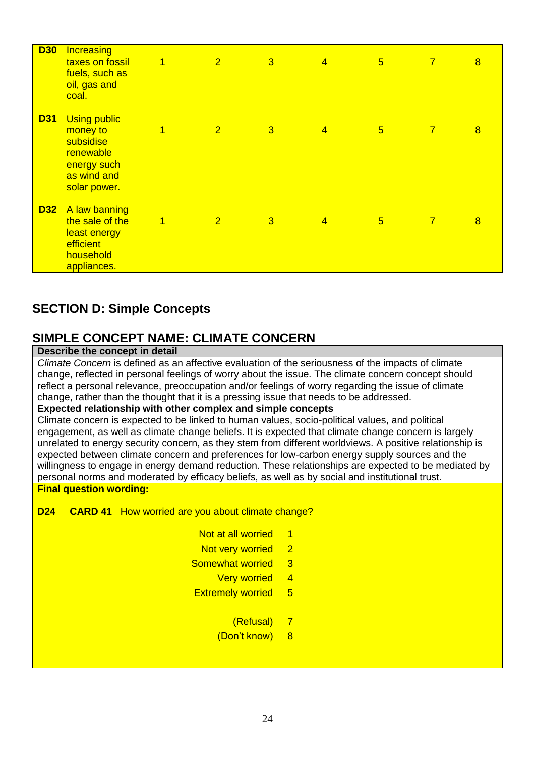| | | | | | | | | |
|---|---|---|---|---|---|---|---|---|
| **D30** | Increasing taxes on fossil fuels, such as oil, gas and coal. | 1 | 2 | 3 | 4 | 5 | 7 | 8 |
| **D31** | Using public money to subsidise renewable energy such as wind and solar power. | 1 | 2 | 3 | 4 | 5 | 7 | 8 |
| **D32** | A law banning the sale of the least energy efficient household appliances. | 1 | 2 | 3 | 4 | 5 | 7 | 8 |

## SECTION D: Simple Concepts

## SIMPLE CONCEPT NAME: CLIMATE CONCERN

**Describe the concept in detail**

*Climate Concern* is defined as an affective evaluation of the seriousness of the impacts of climate change, reflected in personal feelings of worry about the issue. The climate concern concept should reflect a personal relevance, preoccupation and/or feelings of worry regarding the issue of climate change, rather than the thought that it is a pressing issue that needs to be addressed.

**Expected relationship with other complex and simple concepts**

Climate concern is expected to be linked to human values, socio-political values, and political engagement, as well as climate change beliefs. It is expected that climate change concern is largely unrelated to energy security concern, as they stem from different worldviews. A positive relationship is expected between climate concern and preferences for low-carbon energy supply sources and the willingness to engage in energy demand reduction. These relationships are expected to be mediated by personal norms and moderated by efficacy beliefs, as well as by social and institutional trust.

**Final question wording:**

**D24** **CARD 41** How worried are you about climate change?

| | |
|---|---|
| Not at all worried | 1 |
| Not very worried | 2 |
| Somewhat worried | 3 |
| Very worried | 4 |
| Extremely worried | 5 |
| (Refusal) | 7 |
| (Don't know) | 8 |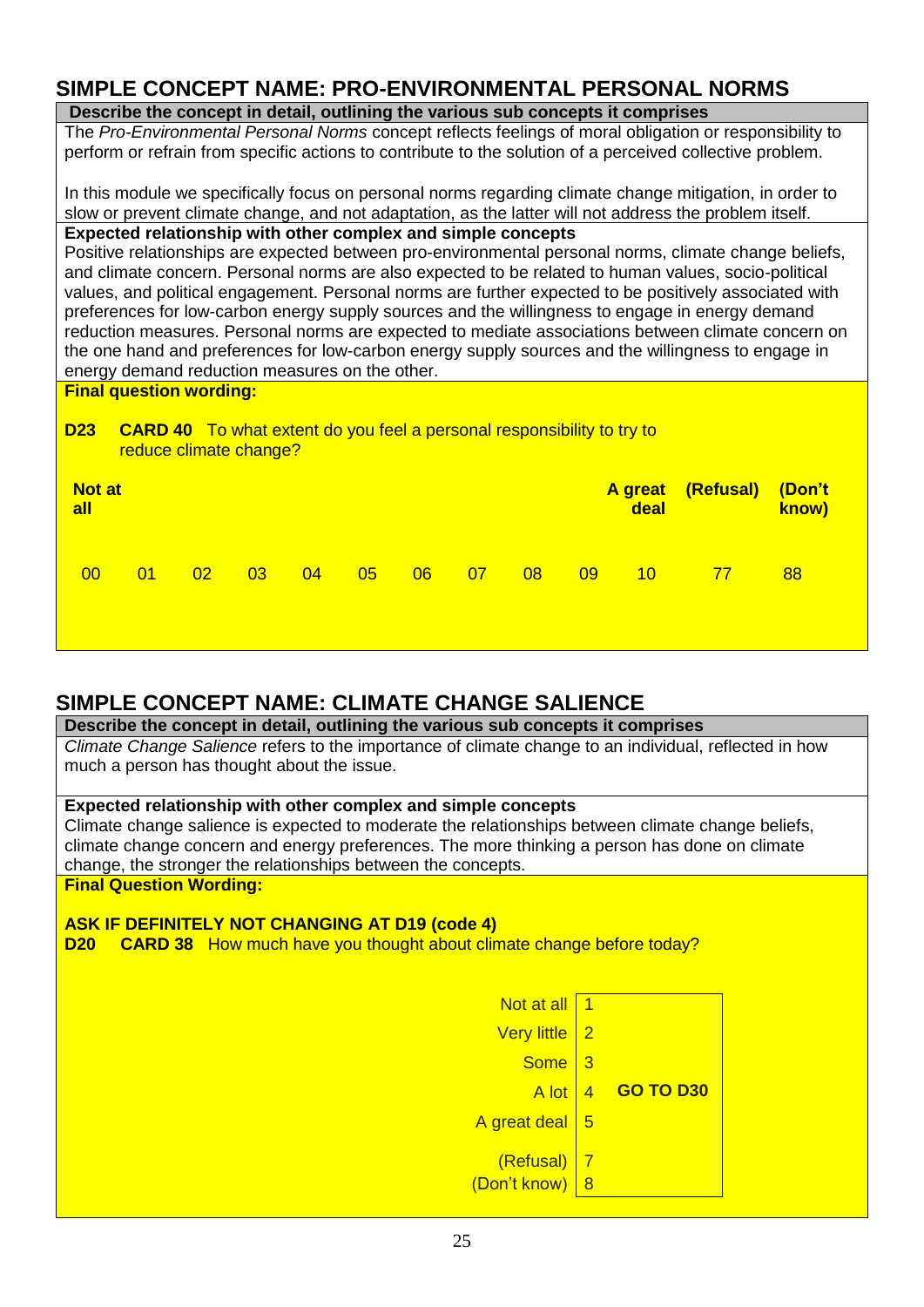## SIMPLE CONCEPT NAME: PRO-ENVIRONMENTAL PERSONAL NORMS

**Describe the concept in detail, outlining the various sub concepts it comprises**

The *Pro-Environmental Personal Norms* concept reflects feelings of moral obligation or responsibility to perform or refrain from specific actions to contribute to the solution of a perceived collective problem.

In this module we specifically focus on personal norms regarding climate change mitigation, in order to slow or prevent climate change, and not adaptation, as the latter will not address the problem itself.

**Expected relationship with other complex and simple concepts**

Positive relationships are expected between pro-environmental personal norms, climate change beliefs, and climate concern. Personal norms are also expected to be related to human values, socio-political values, and political engagement. Personal norms are further expected to be positively associated with preferences for low-carbon energy supply sources and the willingness to engage in energy demand reduction measures. Personal norms are expected to mediate associations between climate concern on the one hand and preferences for low-carbon energy supply sources and the willingness to engage in energy demand reduction measures on the other.

**Final question wording:**

**D23** **CARD 40** To what extent do you feel a personal responsibility to try to reduce climate change?

| **Not at all** | | | | | | | | | | **A great deal** | **(Refusal)** | **(Don't know)** |
|---|---|---|---|---|---|---|---|---|---|---|---|---|
| 00 | 01 | 02 | 03 | 04 | 05 | 06 | 07 | 08 | 09 | 10 | 77 | 88 |

## SIMPLE CONCEPT NAME: CLIMATE CHANGE SALIENCE

**Describe the concept in detail, outlining the various sub concepts it comprises**

*Climate Change Salience* refers to the importance of climate change to an individual, reflected in how much a person has thought about the issue.

**Expected relationship with other complex and simple concepts**

Climate change salience is expected to moderate the relationships between climate change beliefs, climate change concern and energy preferences. The more thinking a person has done on climate change, the stronger the relationships between the concepts.

**Final Question Wording:**

**ASK IF DEFINITELY NOT CHANGING AT D19 (code 4)**

**D20** **CARD 38** How much have you thought about climate change before today?

| | | |
|---|---|---|
| Not at all | 1 | **GO TO D30** |
| Very little | 2 | |
| Some | 3 | |
| A lot | 4 | |
| A great deal | 5 | |
| (Refusal) | 7 | |
| (Don't know) | 8 | |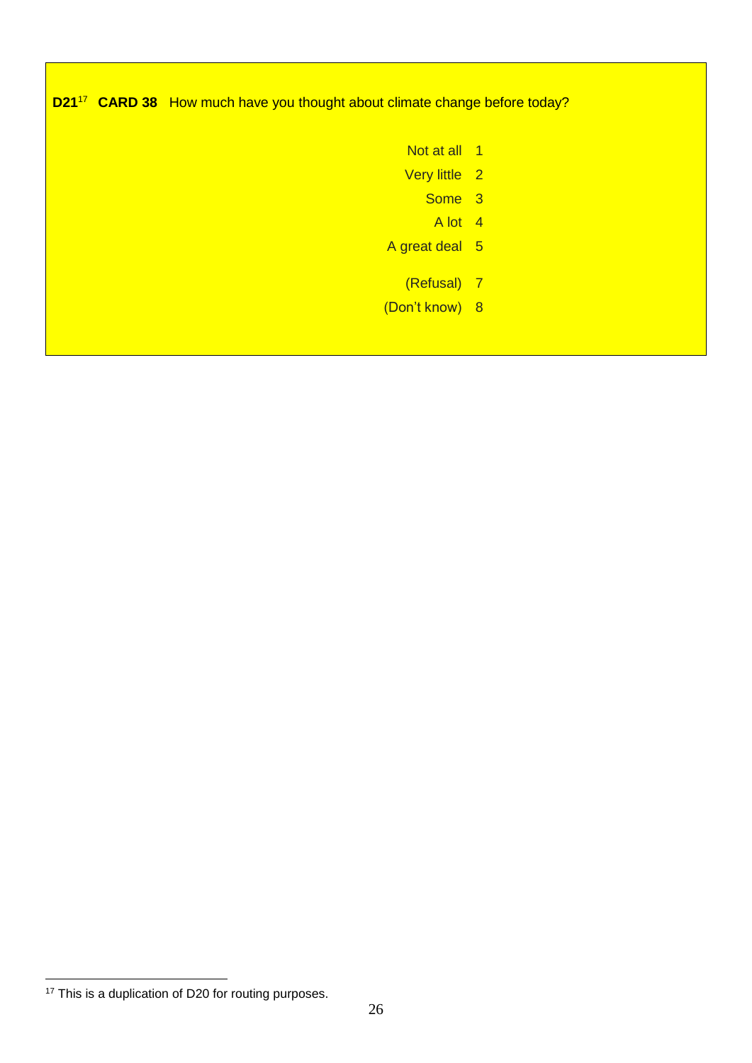**D21**[17] **CARD 38** How much have you thought about climate change before today?

| | |
|---|---|
| Not at all | 1 |
| Very little | 2 |
| Some | 3 |
| A lot | 4 |
| A great deal | 5 |
| (Refusal) | 7 |
| (Don't know) | 8 |

[17] This is a duplication of D20 for routing purposes.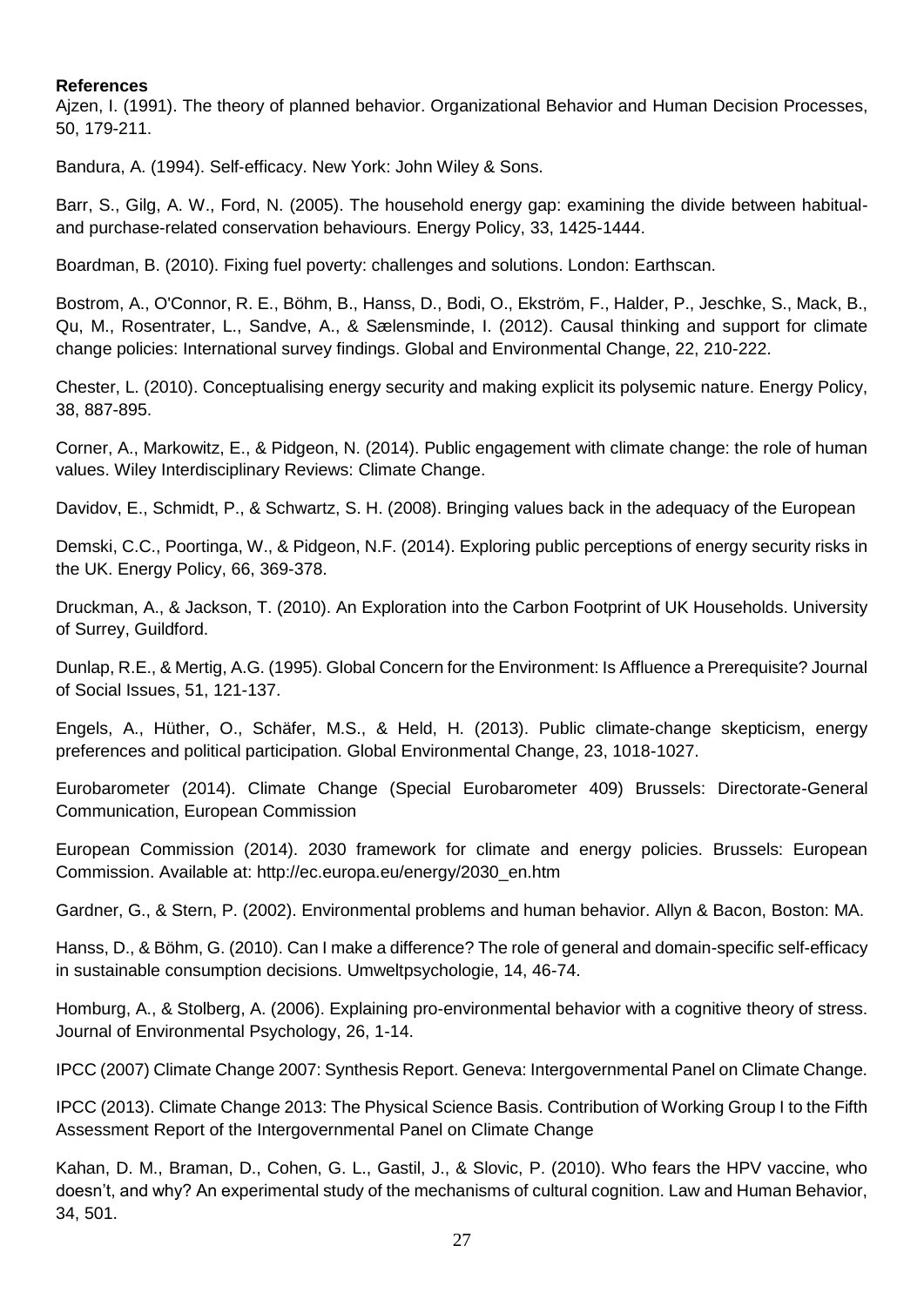**References**

Ajzen, I. (1991). The theory of planned behavior. Organizational Behavior and Human Decision Processes, 50, 179-211.

Bandura, A. (1994). Self-efficacy. New York: John Wiley & Sons.

Barr, S., Gilg, A. W., Ford, N. (2005). The household energy gap: examining the divide between habitual- and purchase-related conservation behaviours. Energy Policy, 33, 1425-1444.

Boardman, B. (2010). Fixing fuel poverty: challenges and solutions. London: Earthscan.

Bostrom, A., O'Connor, R. E., Böhm, B., Hanss, D., Bodi, O., Ekström, F., Halder, P., Jeschke, S., Mack, B., Qu, M., Rosentrater, L., Sandve, A., & Sælensminde, I. (2012). Causal thinking and support for climate change policies: International survey findings. Global and Environmental Change, 22, 210-222.

Chester, L. (2010). Conceptualising energy security and making explicit its polysemic nature. Energy Policy, 38, 887-895.

Corner, A., Markowitz, E., & Pidgeon, N. (2014). Public engagement with climate change: the role of human values. Wiley Interdisciplinary Reviews: Climate Change.

Davidov, E., Schmidt, P., & Schwartz, S. H. (2008). Bringing values back in the adequacy of the European

Demski, C.C., Poortinga, W., & Pidgeon, N.F. (2014). Exploring public perceptions of energy security risks in the UK. Energy Policy, 66, 369-378.

Druckman, A., & Jackson, T. (2010). An Exploration into the Carbon Footprint of UK Households. University of Surrey, Guildford.

Dunlap, R.E., & Mertig, A.G. (1995). Global Concern for the Environment: Is Affluence a Prerequisite? Journal of Social Issues, 51, 121-137.

Engels, A., Hüther, O., Schäfer, M.S., & Held, H. (2013). Public climate-change skepticism, energy preferences and political participation. Global Environmental Change, 23, 1018-1027.

Eurobarometer (2014). Climate Change (Special Eurobarometer 409) Brussels: Directorate-General Communication, European Commission

European Commission (2014). 2030 framework for climate and energy policies. Brussels: European Commission. Available at: http://ec.europa.eu/energy/2030_en.htm

Gardner, G., & Stern, P. (2002). Environmental problems and human behavior. Allyn & Bacon, Boston: MA.

Hanss, D., & Böhm, G. (2010). Can I make a difference? The role of general and domain-specific self-efficacy in sustainable consumption decisions. Umweltpsychologie, 14, 46-74.

Homburg, A., & Stolberg, A. (2006). Explaining pro-environmental behavior with a cognitive theory of stress. Journal of Environmental Psychology, 26, 1-14.

IPCC (2007) Climate Change 2007: Synthesis Report. Geneva: Intergovernmental Panel on Climate Change.

IPCC (2013). Climate Change 2013: The Physical Science Basis. Contribution of Working Group I to the Fifth Assessment Report of the Intergovernmental Panel on Climate Change

Kahan, D. M., Braman, D., Cohen, G. L., Gastil, J., & Slovic, P. (2010). Who fears the HPV vaccine, who doesn't, and why? An experimental study of the mechanisms of cultural cognition. Law and Human Behavior, 34, 501.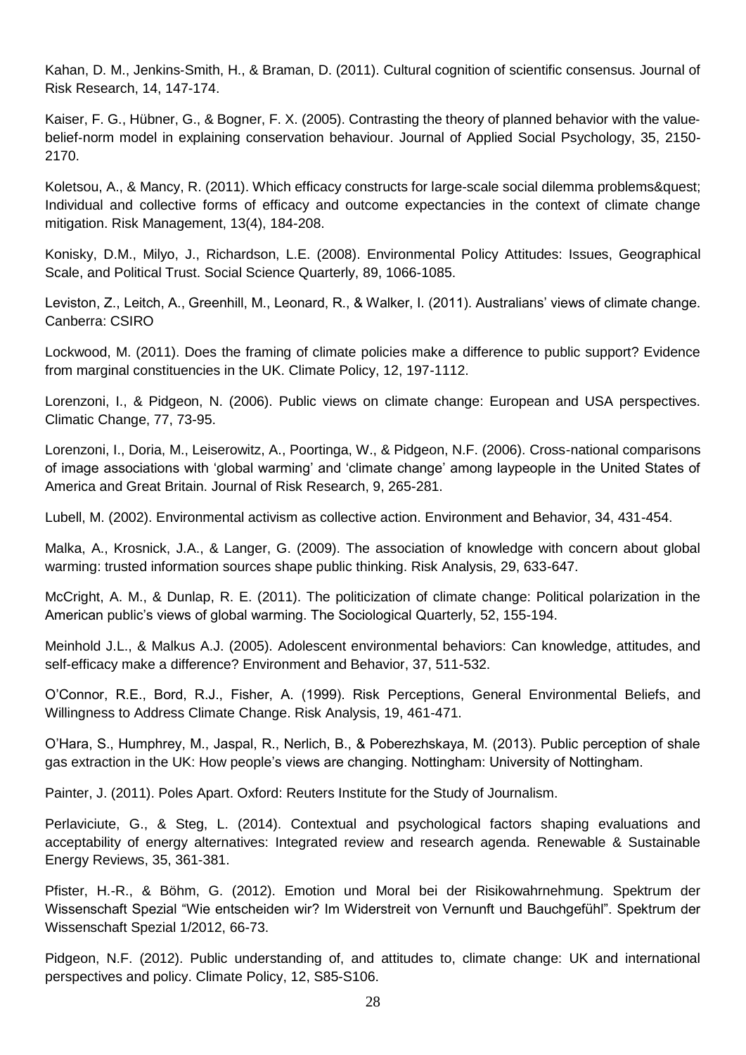Kahan, D. M., Jenkins-Smith, H., & Braman, D. (2011). Cultural cognition of scientific consensus. Journal of Risk Research, 14, 147-174.

Kaiser, F. G., Hübner, G., & Bogner, F. X. (2005). Contrasting the theory of planned behavior with the value-belief-norm model in explaining conservation behaviour. Journal of Applied Social Psychology, 35, 2150-2170.

Koletsou, A., & Mancy, R. (2011). Which efficacy constructs for large-scale social dilemma problems&quest; Individual and collective forms of efficacy and outcome expectancies in the context of climate change mitigation. Risk Management, 13(4), 184-208.

Konisky, D.M., Milyo, J., Richardson, L.E. (2008). Environmental Policy Attitudes: Issues, Geographical Scale, and Political Trust. Social Science Quarterly, 89, 1066-1085.

Leviston, Z., Leitch, A., Greenhill, M., Leonard, R., & Walker, I. (2011). Australians' views of climate change. Canberra: CSIRO

Lockwood, M. (2011). Does the framing of climate policies make a difference to public support? Evidence from marginal constituencies in the UK. Climate Policy, 12, 197-1112.

Lorenzoni, I., & Pidgeon, N. (2006). Public views on climate change: European and USA perspectives. Climatic Change, 77, 73-95.

Lorenzoni, I., Doria, M., Leiserowitz, A., Poortinga, W., & Pidgeon, N.F. (2006). Cross-national comparisons of image associations with 'global warming' and 'climate change' among laypeople in the United States of America and Great Britain. Journal of Risk Research, 9, 265-281.

Lubell, M. (2002). Environmental activism as collective action. Environment and Behavior, 34, 431-454.

Malka, A., Krosnick, J.A., & Langer, G. (2009). The association of knowledge with concern about global warming: trusted information sources shape public thinking. Risk Analysis, 29, 633-647.

McCright, A. M., & Dunlap, R. E. (2011). The politicization of climate change: Political polarization in the American public's views of global warming. The Sociological Quarterly, 52, 155-194.

Meinhold J.L., & Malkus A.J. (2005). Adolescent environmental behaviors: Can knowledge, attitudes, and self-efficacy make a difference? Environment and Behavior, 37, 511-532.

O'Connor, R.E., Bord, R.J., Fisher, A. (1999). Risk Perceptions, General Environmental Beliefs, and Willingness to Address Climate Change. Risk Analysis, 19, 461-471.

O'Hara, S., Humphrey, M., Jaspal, R., Nerlich, B., & Poberezhskaya, M. (2013). Public perception of shale gas extraction in the UK: How people's views are changing. Nottingham: University of Nottingham.

Painter, J. (2011). Poles Apart. Oxford: Reuters Institute for the Study of Journalism.

Perlaviciute, G., & Steg, L. (2014). Contextual and psychological factors shaping evaluations and acceptability of energy alternatives: Integrated review and research agenda. Renewable & Sustainable Energy Reviews, 35, 361-381.

Pfister, H.-R., & Böhm, G. (2012). Emotion und Moral bei der Risikowahrnehmung. Spektrum der Wissenschaft Spezial "Wie entscheiden wir? Im Widerstreit von Vernunft und Bauchgefühl". Spektrum der Wissenschaft Spezial 1/2012, 66-73.

Pidgeon, N.F. (2012). Public understanding of, and attitudes to, climate change: UK and international perspectives and policy. Climate Policy, 12, S85-S106.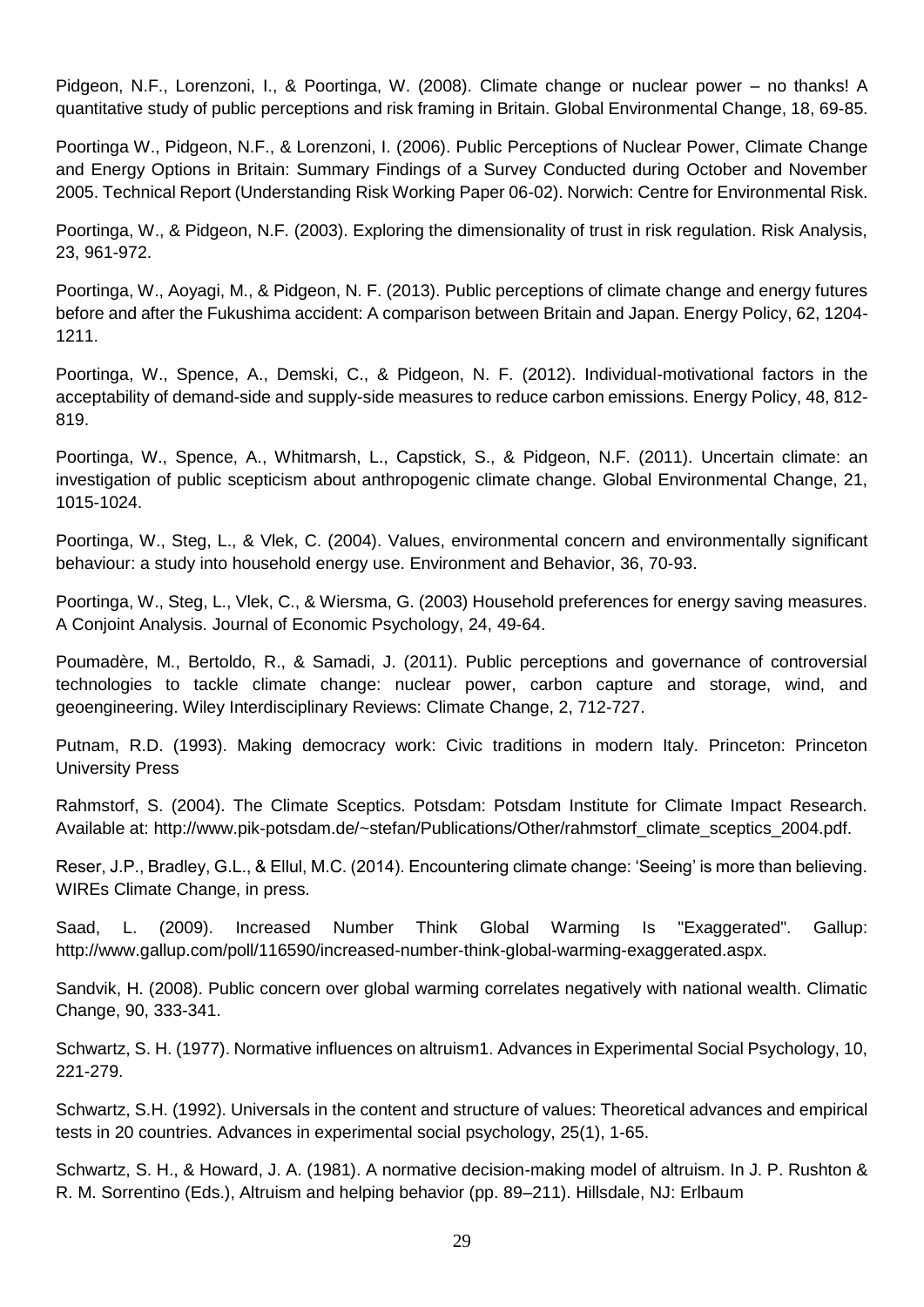Pidgeon, N.F., Lorenzoni, I., & Poortinga, W. (2008). Climate change or nuclear power – no thanks! A quantitative study of public perceptions and risk framing in Britain. Global Environmental Change, 18, 69-85.

Poortinga W., Pidgeon, N.F., & Lorenzoni, I. (2006). Public Perceptions of Nuclear Power, Climate Change and Energy Options in Britain: Summary Findings of a Survey Conducted during October and November 2005. Technical Report (Understanding Risk Working Paper 06-02). Norwich: Centre for Environmental Risk.

Poortinga, W., & Pidgeon, N.F. (2003). Exploring the dimensionality of trust in risk regulation. Risk Analysis, 23, 961-972.

Poortinga, W., Aoyagi, M., & Pidgeon, N. F. (2013). Public perceptions of climate change and energy futures before and after the Fukushima accident: A comparison between Britain and Japan. Energy Policy, 62, 1204-1211.

Poortinga, W., Spence, A., Demski, C., & Pidgeon, N. F. (2012). Individual-motivational factors in the acceptability of demand-side and supply-side measures to reduce carbon emissions. Energy Policy, 48, 812-819.

Poortinga, W., Spence, A., Whitmarsh, L., Capstick, S., & Pidgeon, N.F. (2011). Uncertain climate: an investigation of public scepticism about anthropogenic climate change. Global Environmental Change, 21, 1015-1024.

Poortinga, W., Steg, L., & Vlek, C. (2004). Values, environmental concern and environmentally significant behaviour: a study into household energy use. Environment and Behavior, 36, 70-93.

Poortinga, W., Steg, L., Vlek, C., & Wiersma, G. (2003) Household preferences for energy saving measures. A Conjoint Analysis. Journal of Economic Psychology, 24, 49-64.

Poumadère, M., Bertoldo, R., & Samadi, J. (2011). Public perceptions and governance of controversial technologies to tackle climate change: nuclear power, carbon capture and storage, wind, and geoengineering. Wiley Interdisciplinary Reviews: Climate Change, 2, 712-727.

Putnam, R.D. (1993). Making democracy work: Civic traditions in modern Italy. Princeton: Princeton University Press

Rahmstorf, S. (2004). The Climate Sceptics. Potsdam: Potsdam Institute for Climate Impact Research. Available at: http://www.pik-potsdam.de/~stefan/Publications/Other/rahmstorf_climate_sceptics_2004.pdf.

Reser, J.P., Bradley, G.L., & Ellul, M.C. (2014). Encountering climate change: 'Seeing' is more than believing. WIREs Climate Change, in press.

Saad, L. (2009). Increased Number Think Global Warming Is "Exaggerated". Gallup: http://www.gallup.com/poll/116590/increased-number-think-global-warming-exaggerated.aspx.

Sandvik, H. (2008). Public concern over global warming correlates negatively with national wealth. Climatic Change, 90, 333-341.

Schwartz, S. H. (1977). Normative influences on altruism1. Advances in Experimental Social Psychology, 10, 221-279.

Schwartz, S.H. (1992). Universals in the content and structure of values: Theoretical advances and empirical tests in 20 countries. Advances in experimental social psychology, 25(1), 1-65.

Schwartz, S. H., & Howard, J. A. (1981). A normative decision-making model of altruism. In J. P. Rushton & R. M. Sorrentino (Eds.), Altruism and helping behavior (pp. 89–211). Hillsdale, NJ: Erlbaum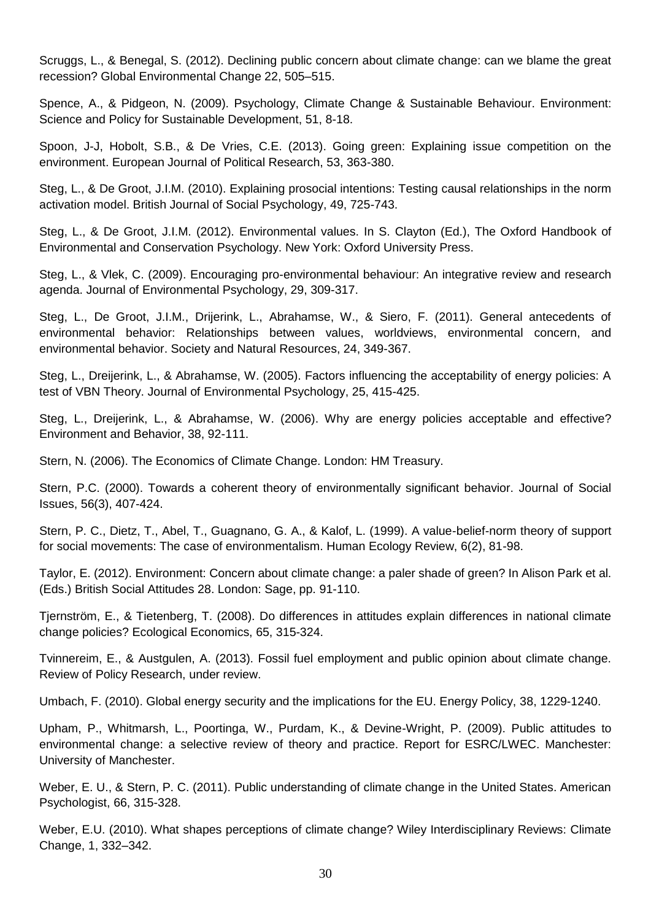Scruggs, L., & Benegal, S. (2012). Declining public concern about climate change: can we blame the great recession? Global Environmental Change 22, 505–515.

Spence, A., & Pidgeon, N. (2009). Psychology, Climate Change & Sustainable Behaviour. Environment: Science and Policy for Sustainable Development, 51, 8-18.

Spoon, J-J, Hobolt, S.B., & De Vries, C.E. (2013). Going green: Explaining issue competition on the environment. European Journal of Political Research, 53, 363-380.

Steg, L., & De Groot, J.I.M. (2010). Explaining prosocial intentions: Testing causal relationships in the norm activation model. British Journal of Social Psychology, 49, 725-743.

Steg, L., & De Groot, J.I.M. (2012). Environmental values. In S. Clayton (Ed.), The Oxford Handbook of Environmental and Conservation Psychology. New York: Oxford University Press.

Steg, L., & Vlek, C. (2009). Encouraging pro-environmental behaviour: An integrative review and research agenda. Journal of Environmental Psychology, 29, 309-317.

Steg, L., De Groot, J.I.M., Drijerink, L., Abrahamse, W., & Siero, F. (2011). General antecedents of environmental behavior: Relationships between values, worldviews, environmental concern, and environmental behavior. Society and Natural Resources, 24, 349-367.

Steg, L., Dreijerink, L., & Abrahamse, W. (2005). Factors influencing the acceptability of energy policies: A test of VBN Theory. Journal of Environmental Psychology, 25, 415-425.

Steg, L., Dreijerink, L., & Abrahamse, W. (2006). Why are energy policies acceptable and effective? Environment and Behavior, 38, 92-111.

Stern, N. (2006). The Economics of Climate Change. London: HM Treasury.

Stern, P.C. (2000). Towards a coherent theory of environmentally significant behavior. Journal of Social Issues, 56(3), 407-424.

Stern, P. C., Dietz, T., Abel, T., Guagnano, G. A., & Kalof, L. (1999). A value-belief-norm theory of support for social movements: The case of environmentalism. Human Ecology Review, 6(2), 81-98.

Taylor, E. (2012). Environment: Concern about climate change: a paler shade of green? In Alison Park et al. (Eds.) British Social Attitudes 28. London: Sage, pp. 91-110.

Tjernström, E., & Tietenberg, T. (2008). Do differences in attitudes explain differences in national climate change policies? Ecological Economics, 65, 315-324.

Tvinnereim, E., & Austgulen, A. (2013). Fossil fuel employment and public opinion about climate change. Review of Policy Research, under review.

Umbach, F. (2010). Global energy security and the implications for the EU. Energy Policy, 38, 1229-1240.

Upham, P., Whitmarsh, L., Poortinga, W., Purdam, K., & Devine-Wright, P. (2009). Public attitudes to environmental change: a selective review of theory and practice. Report for ESRC/LWEC. Manchester: University of Manchester.

Weber, E. U., & Stern, P. C. (2011). Public understanding of climate change in the United States. American Psychologist, 66, 315-328.

Weber, E.U. (2010). What shapes perceptions of climate change? Wiley Interdisciplinary Reviews: Climate Change, 1, 332–342.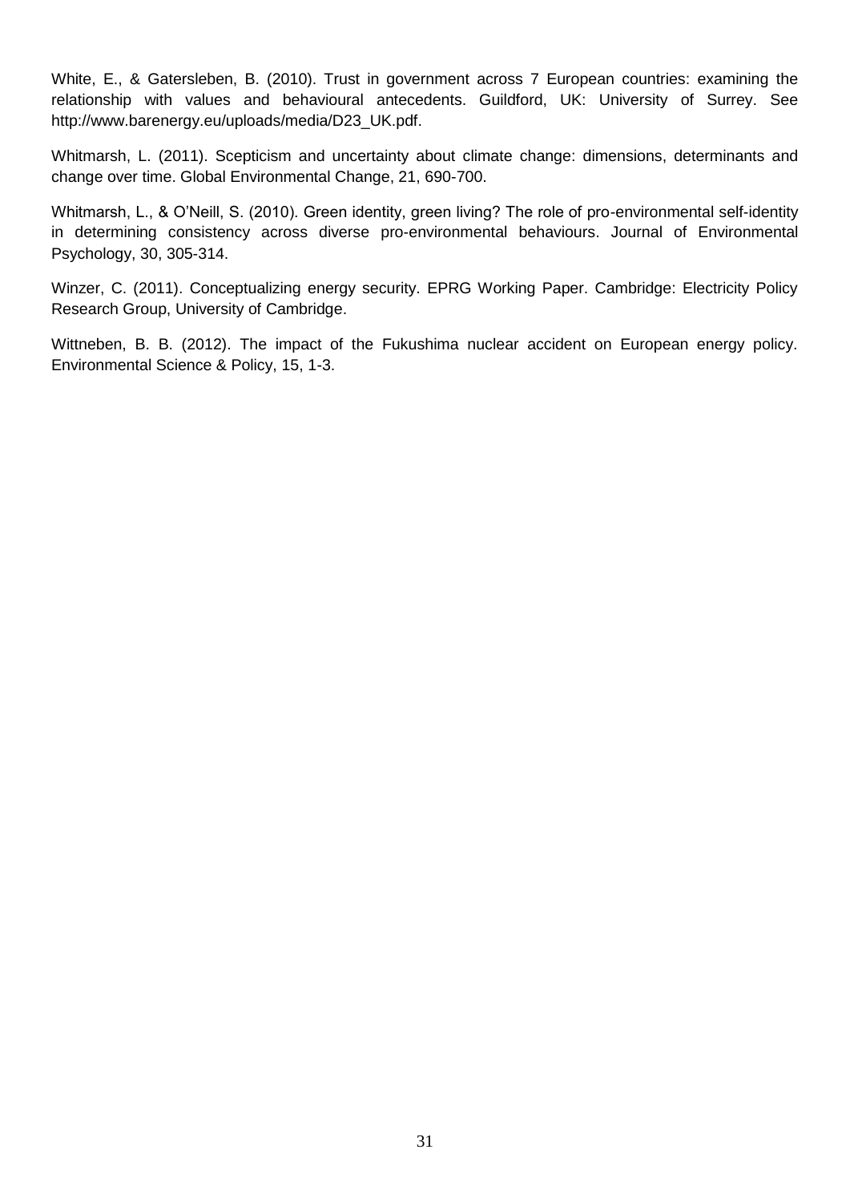White, E., & Gatersleben, B. (2010). Trust in government across 7 European countries: examining the relationship with values and behavioural antecedents. Guildford, UK: University of Surrey. See http://www.barenergy.eu/uploads/media/D23_UK.pdf.

Whitmarsh, L. (2011). Scepticism and uncertainty about climate change: dimensions, determinants and change over time. Global Environmental Change, 21, 690-700.

Whitmarsh, L., & O'Neill, S. (2010). Green identity, green living? The role of pro-environmental self-identity in determining consistency across diverse pro-environmental behaviours. Journal of Environmental Psychology, 30, 305-314.

Winzer, C. (2011). Conceptualizing energy security. EPRG Working Paper. Cambridge: Electricity Policy Research Group, University of Cambridge.

Wittneben, B. B. (2012). The impact of the Fukushima nuclear accident on European energy policy. Environmental Science & Policy, 15, 1-3.